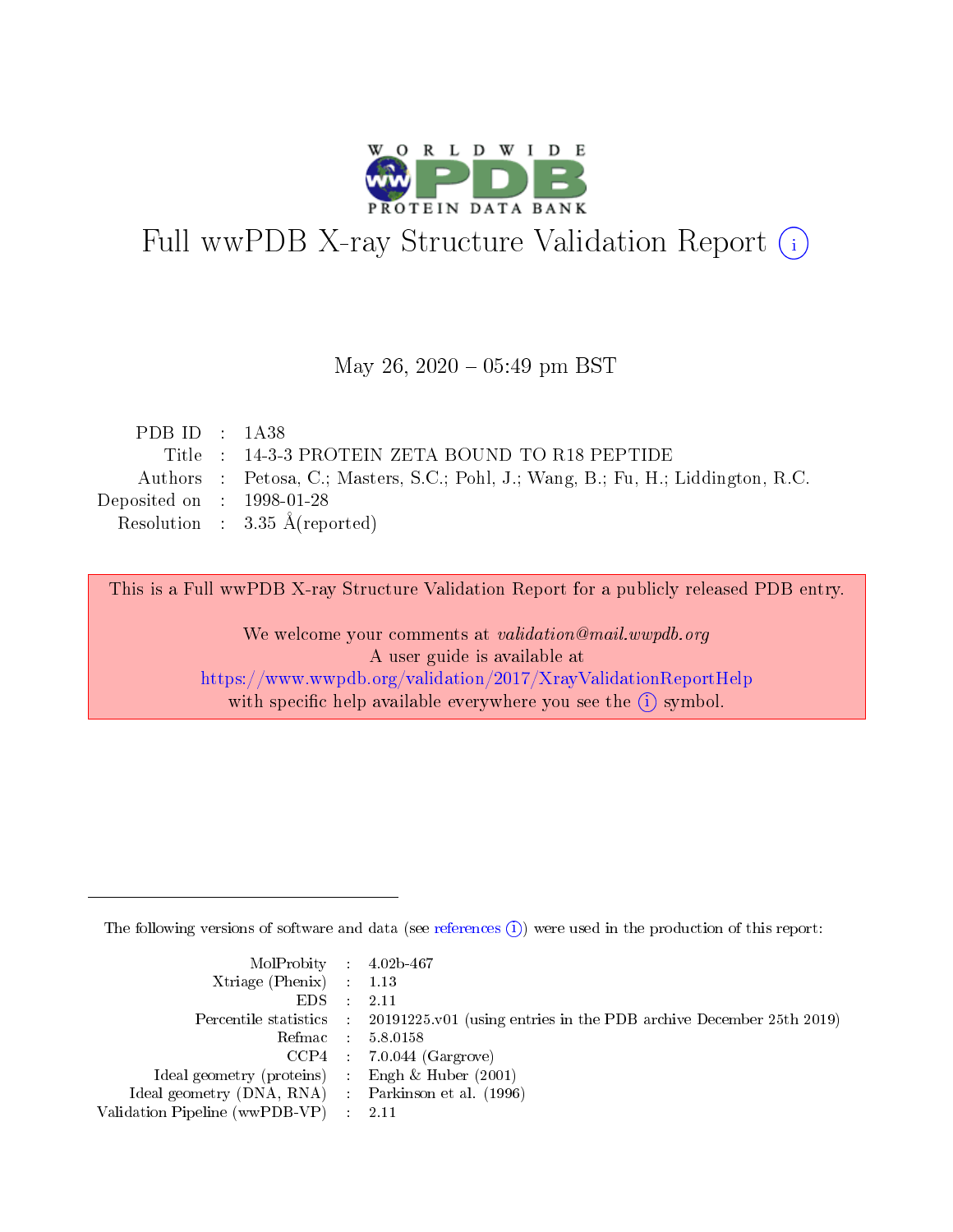# Full wwPDB X-ray Structure Validation Report (i)

May 26, 2020 – 05:49 pm BST

| | | |
|---|---|---|
| PDB ID | : | 1A38 |
| Title | : | 14-3-3 PROTEIN ZETA BOUND TO R18 PEPTIDE |
| Authors | : | Petosa, C.; Masters, S.C.; Pohl, J.; Wang, B.; Fu, H.; Liddington, R.C. |
| Deposited on | : | 1998-01-28 |
| Resolution | : | 3.35 Å(reported) |

This is a Full wwPDB X-ray Structure Validation Report for a publicly released PDB entry.

We welcome your comments at *validation@mail.wwpdb.org*
A user guide is available at
https://www.wwpdb.org/validation/2017/XrayValidationReportHelp
with specific help available everywhere you see the (i) symbol.

---

The following versions of software and data (see references (i)) were used in the production of this report:

| | | |
|---|---|---|
| MolProbity | : | 4.02b-467 |
| Xtriage (Phenix) | : | 1.13 |
| EDS | : | 2.11 |
| Percentile statistics | : | 20191225.v01 (using entries in the PDB archive December 25th 2019) |
| Refmac | : | 5.8.0158 |
| CCP4 | : | 7.0.044 (Gargrove) |
| Ideal geometry (proteins) | : | Engh & Huber (2001) |
| Ideal geometry (DNA, RNA) | : | Parkinson et al. (1996) |
| Validation Pipeline (wwPDB-VP) | : | 2.11 |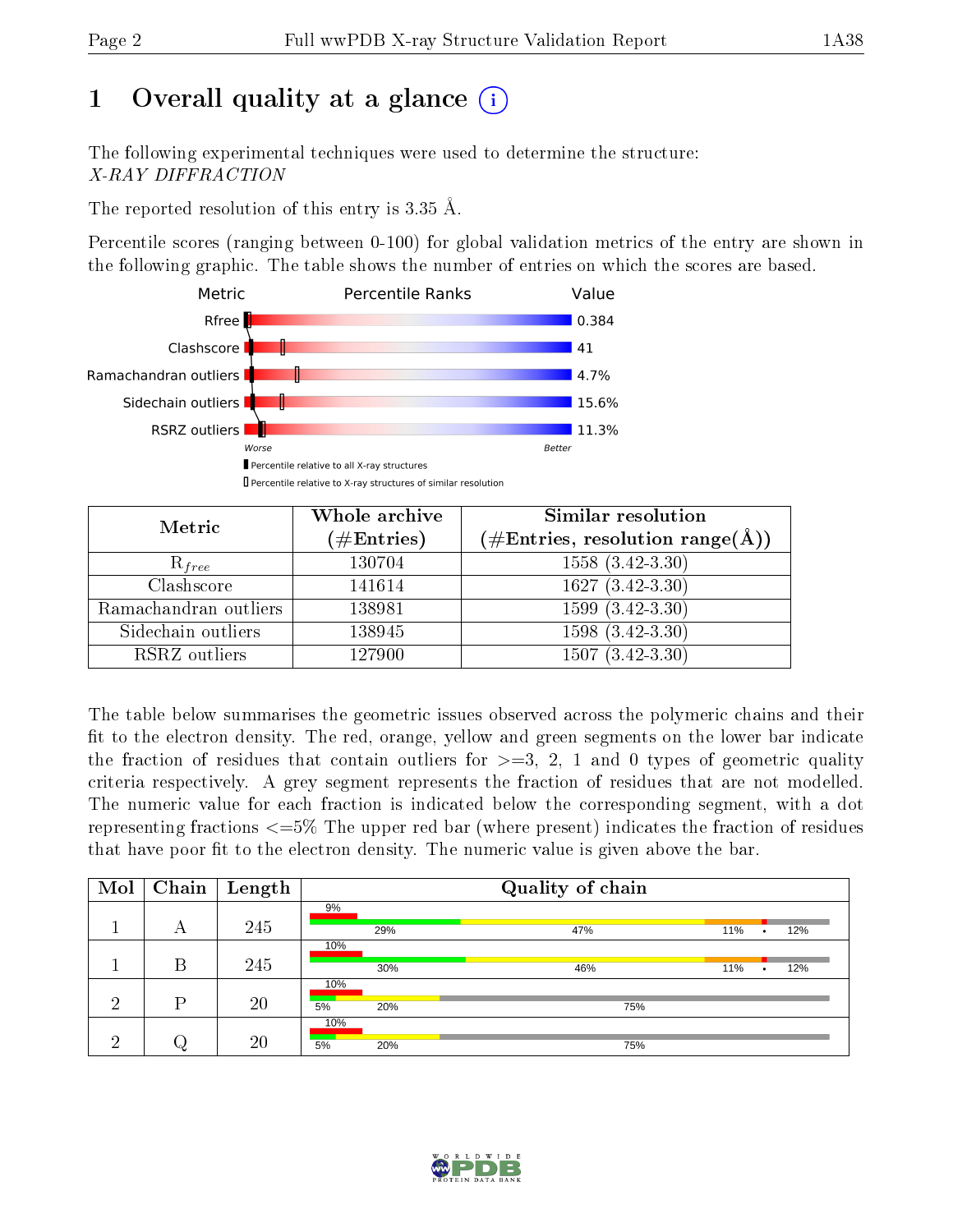# 1 Overall quality at a glance

The following experimental techniques were used to determine the structure:
*X-RAY DIFFRACTION*

The reported resolution of this entry is 3.35 Å.

Percentile scores (ranging between 0-100) for global validation metrics of the entry are shown in the following graphic. The table shows the number of entries on which the scores are based.

| Metric | Value |
|---|---|
| Rfree | 0.384 |
| Clashscore | 41 |
| Ramachandran outliers | 4.7% |
| Sidechain outliers | 15.6% |
| RSRZ outliers | 11.3% |

| Metric | Whole archive (#Entries) | Similar resolution (#Entries, resolution range(Å)) |
|---|---|---|
| $R_{free}$ | 130704 | 1558 (3.42-3.30) |
| Clashscore | 141614 | 1627 (3.42-3.30) |
| Ramachandran outliers | 138981 | 1599 (3.42-3.30) |
| Sidechain outliers | 138945 | 1598 (3.42-3.30) |
| RSRZ outliers | 127900 | 1507 (3.42-3.30) |

The table below summarises the geometric issues observed across the polymeric chains and their fit to the electron density. The red, orange, yellow and green segments on the lower bar indicate the fraction of residues that contain outliers for >=3, 2, 1 and 0 types of geometric quality criteria respectively. A grey segment represents the fraction of residues that are not modelled. The numeric value for each fraction is indicated below the corresponding segment, with a dot representing fractions <=5% The upper red bar (where present) indicates the fraction of residues that have poor fit to the electron density. The numeric value is given above the bar.

| Mol | Chain | Length | Quality of chain |
|---|---|---|---|
| 1 | A | 245 | 9%; 29%, 47%, 11%, •, 12% |
| 1 | B | 245 | 10%; 30%, 46%, 11%, •, 12% |
| 2 | P | 20 | 10%; 5%, 20%, 75% |
| 2 | Q | 20 | 10%; 5%, 20%, 75% |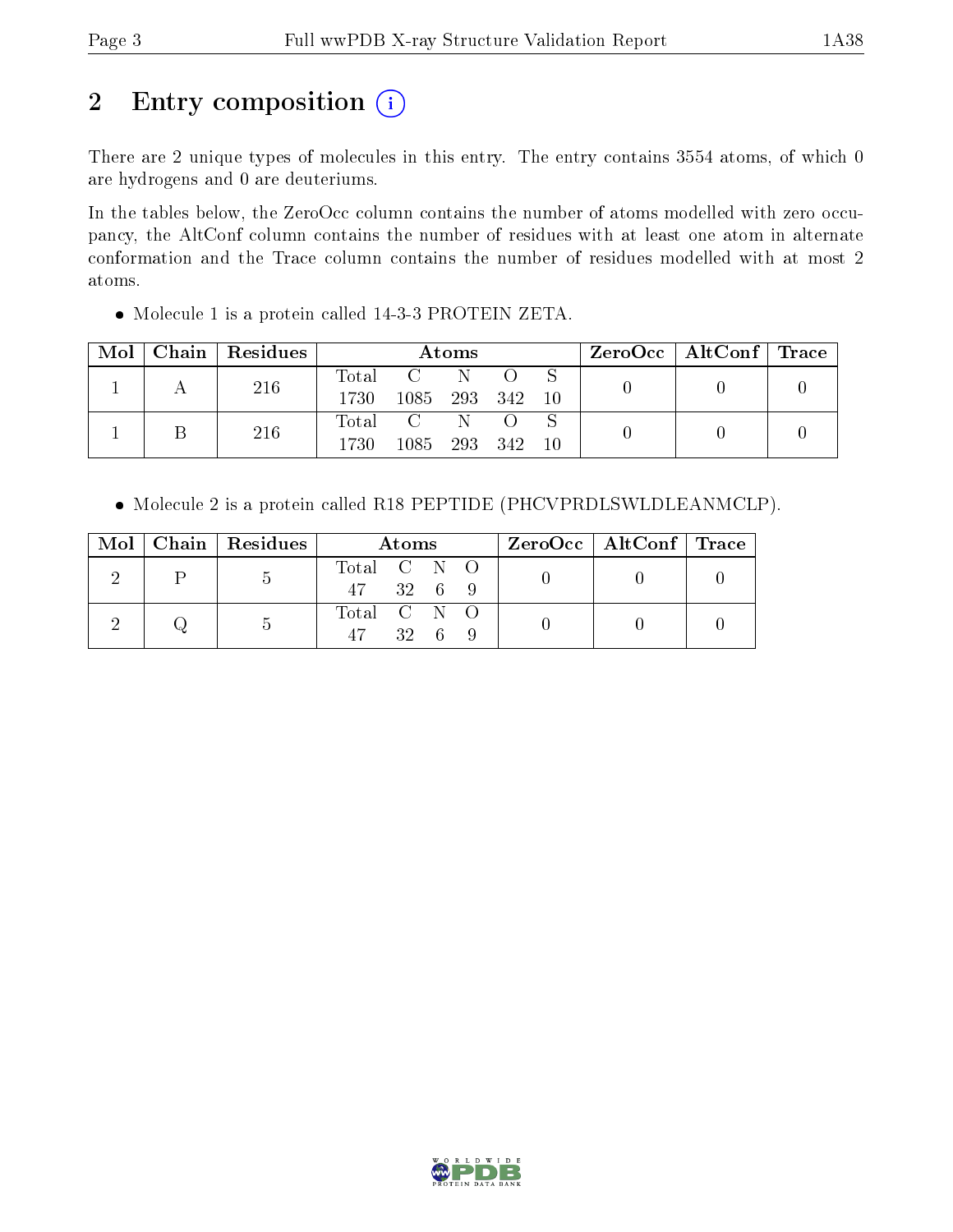# 2 Entry composition (i)

There are 2 unique types of molecules in this entry. The entry contains 3554 atoms, of which 0 are hydrogens and 0 are deuteriums.

In the tables below, the ZeroOcc column contains the number of atoms modelled with zero occupancy, the AltConf column contains the number of residues with at least one atom in alternate conformation and the Trace column contains the number of residues modelled with at most 2 atoms.

- Molecule 1 is a protein called 14-3-3 PROTEIN ZETA.

| Mol | Chain | Residues | Atoms | | | | | ZeroOcc | AltConf | Trace |
|---|---|---|---|---|---|---|---|---|---|---|
| 1 | A | 216 | Total<br>1730 | C<br>1085 | N<br>293 | O<br>342 | S<br>10 | 0 | 0 | 0 |
| 1 | B | 216 | Total<br>1730 | C<br>1085 | N<br>293 | O<br>342 | S<br>10 | 0 | 0 | 0 |

- Molecule 2 is a protein called R18 PEPTIDE (PHCVPRDLSWLDLEANMCLP).

| Mol | Chain | Residues | Atoms | | | | ZeroOcc | AltConf | Trace |
|---|---|---|---|---|---|---|---|---|---|
| 2 | P | 5 | Total<br>47 | C<br>32 | N<br>6 | O<br>9 | 0 | 0 | 0 |
| 2 | Q | 5 | Total<br>47 | C<br>32 | N<br>6 | O<br>9 | 0 | 0 | 0 |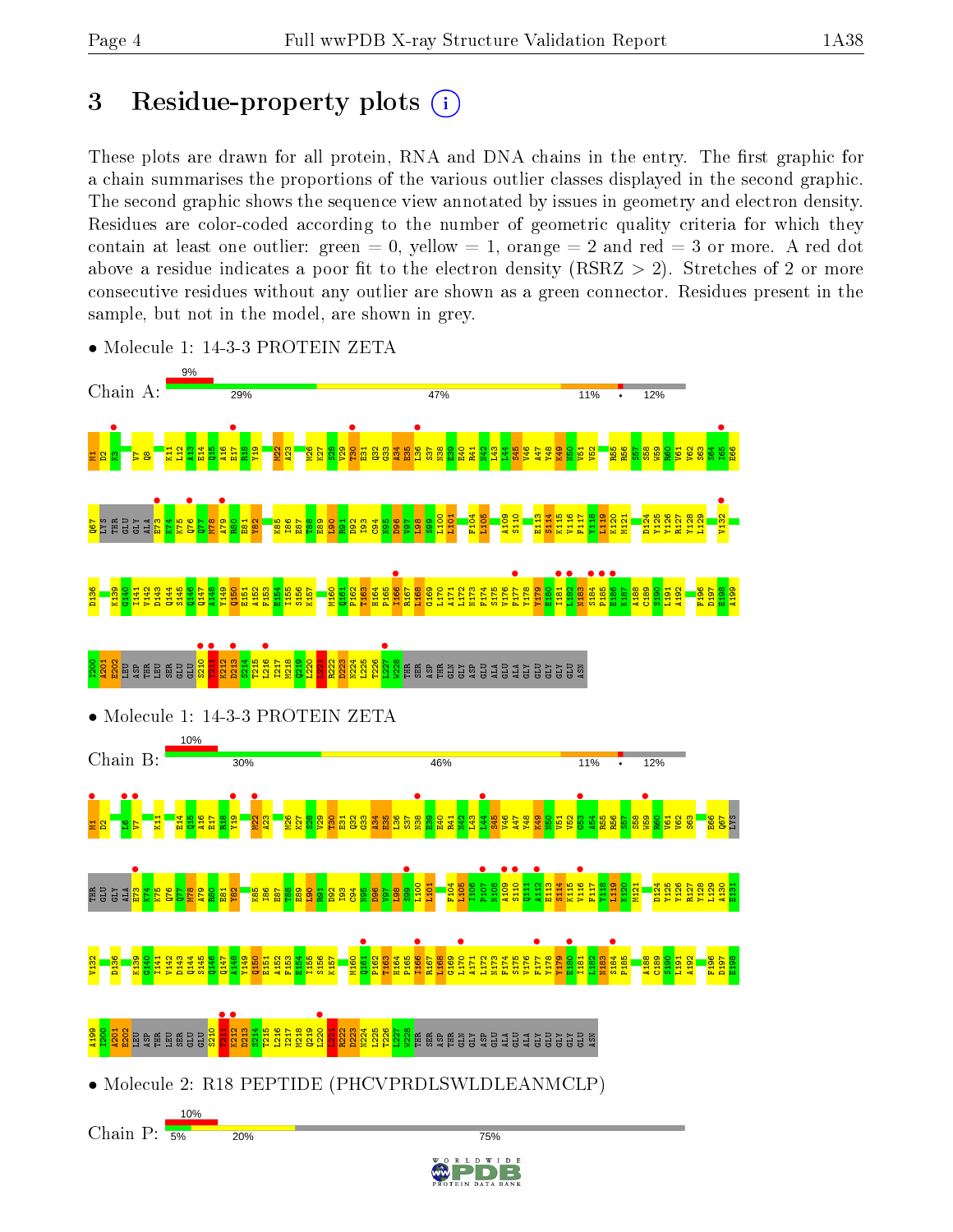# 3 Residue-property plots

These plots are drawn for all protein, RNA and DNA chains in the entry. The first graphic for a chain summarises the proportions of the various outlier classes displayed in the second graphic. The second graphic shows the sequence view annotated by issues in geometry and electron density. Residues are color-coded according to the number of geometric quality criteria for which they contain at least one outlier: green = 0, yellow = 1, orange = 2 and red = 3 or more. A red dot above a residue indicates a poor fit to the electron density (RSRZ > 2). Stretches of 2 or more consecutive residues without any outlier are shown as a green connector. Residues present in the sample, but not in the model, are shown in grey.

- Molecule 1: 14-3-3 PROTEIN ZETA

Chain A: 9% | 29% | 47% | 11% | • | 12%

- Molecule 1: 14-3-3 PROTEIN ZETA

Chain B: 10% | 30% | 46% | 11% | • | 12%

- Molecule 2: R18 PEPTIDE (PHCVPRDLSWLDLEANMCLP)

Chain P: 10% | 5% | 20% | 75%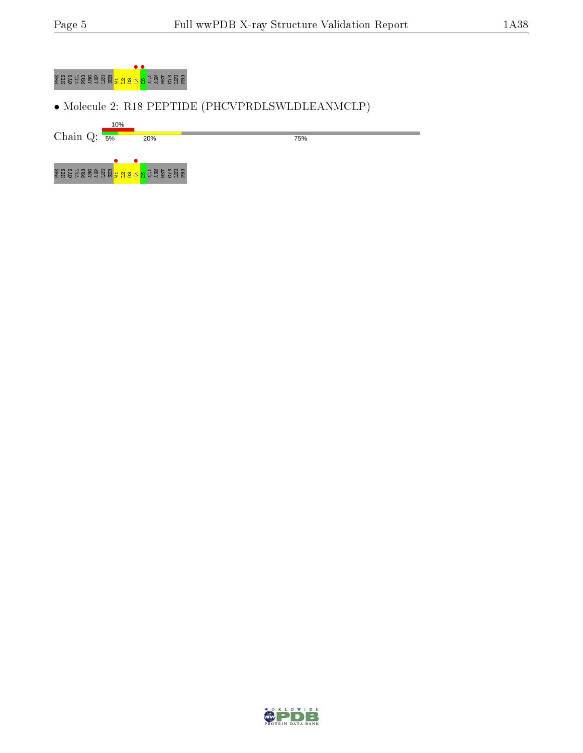PHE HIS CYS VAL PRO ARG ASP LEU SER W1 L2 D3 L4 E5 ALA ASN MET CYS LEU PRO

- Molecule 2: R18 PEPTIDE (PHCVPRDLSWLDLEANMCLP)

Chain Q: 10% 5% 20% 75%

PHE HIS CYS VAL PRO ARG ASP LEU SER W1 L2 D3 L4 E5 ALA ASN MET CYS LEU PRO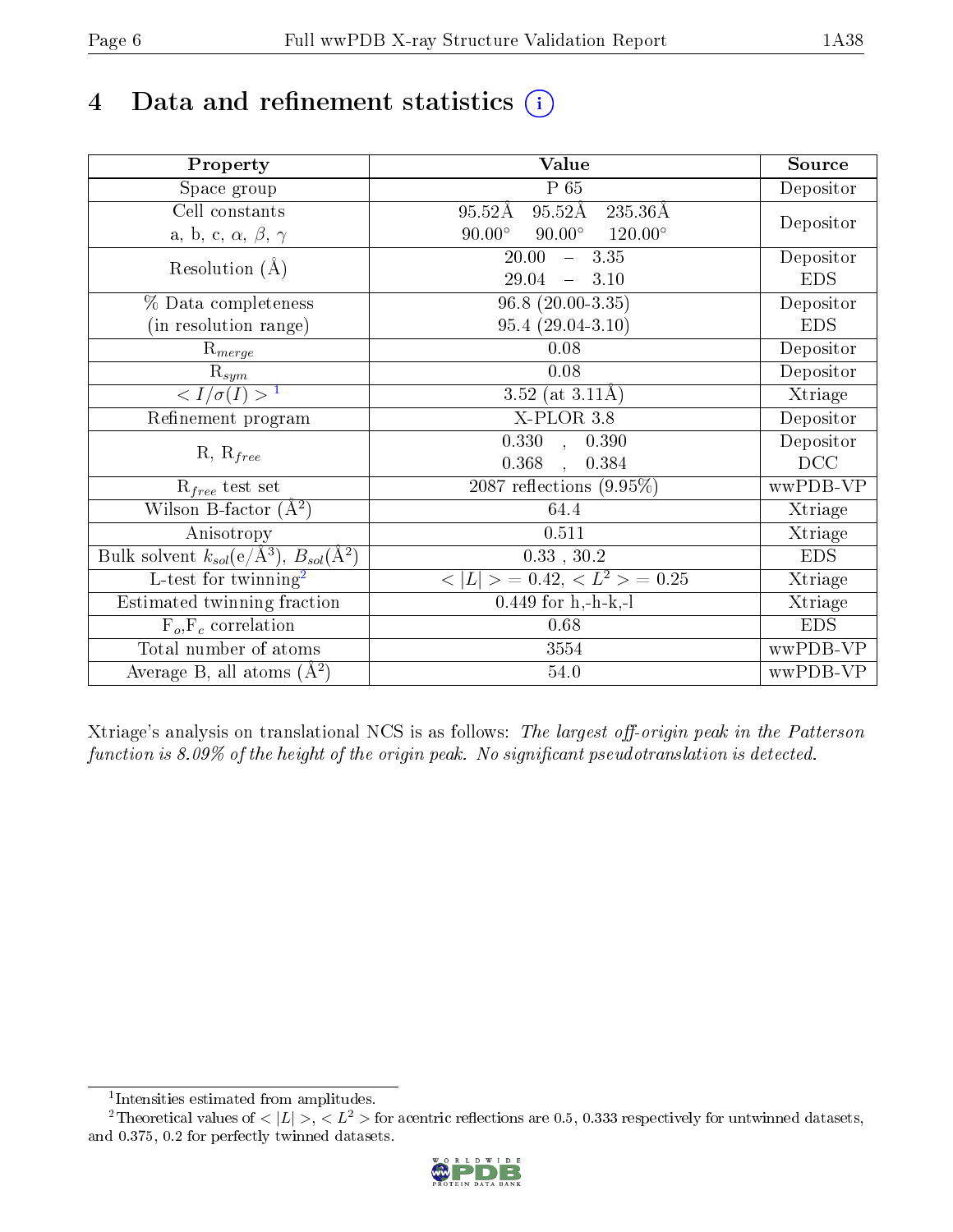# 4 Data and refinement statistics (i)

| Property | Value | Source |
|---|---|---|
| Space group | P 65 | Depositor |
| Cell constants<br>a, b, c, $\alpha$, $\beta$, $\gamma$ | 95.52Å 95.52Å 235.36Å<br>90.00° 90.00° 120.00° | Depositor |
| Resolution (Å) | 20.00 – 3.35<br>29.04 – 3.10 | Depositor<br>EDS |
| % Data completeness<br>(in resolution range) | 96.8 (20.00-3.35)<br>95.4 (29.04-3.10) | Depositor<br>EDS |
| $R_{merge}$ | 0.08 | Depositor |
| $R_{sym}$ | 0.08 | Depositor |
| $< I/\sigma(I) >$ [1] | 3.52 (at 3.11Å) | Xtriage |
| Refinement program | X-PLOR 3.8 | Depositor |
| R, $R_{free}$ | 0.330 , 0.390<br>0.368 , 0.384 | Depositor<br>DCC |
| $R_{free}$ test set | 2087 reflections (9.95%) | wwPDB-VP |
| Wilson B-factor (Å$^2$) | 64.4 | Xtriage |
| Anisotropy | 0.511 | Xtriage |
| Bulk solvent $k_{sol}$(e/Å$^3$), $B_{sol}$(Å$^2$) | 0.33 , 30.2 | EDS |
| L-test for twinning[2] | $< \lvert L \rvert > = 0.42$, $< L^2 > = 0.25$ | Xtriage |
| Estimated twinning fraction | 0.449 for h,-h-k,-l | Xtriage |
| $F_o$,$F_c$ correlation | 0.68 | EDS |
| Total number of atoms | 3554 | wwPDB-VP |
| Average B, all atoms (Å$^2$) | 54.0 | wwPDB-VP |

Xtriage's analysis on translational NCS is as follows: *The largest off-origin peak in the Patterson function is 8.09% of the height of the origin peak. No significant pseudotranslation is detected.*

[1] Intensities estimated from amplitudes.

[2] Theoretical values of $< \lvert L \rvert >$, $< L^2 >$ for acentric reflections are 0.5, 0.333 respectively for untwinned datasets, and 0.375, 0.2 for perfectly twinned datasets.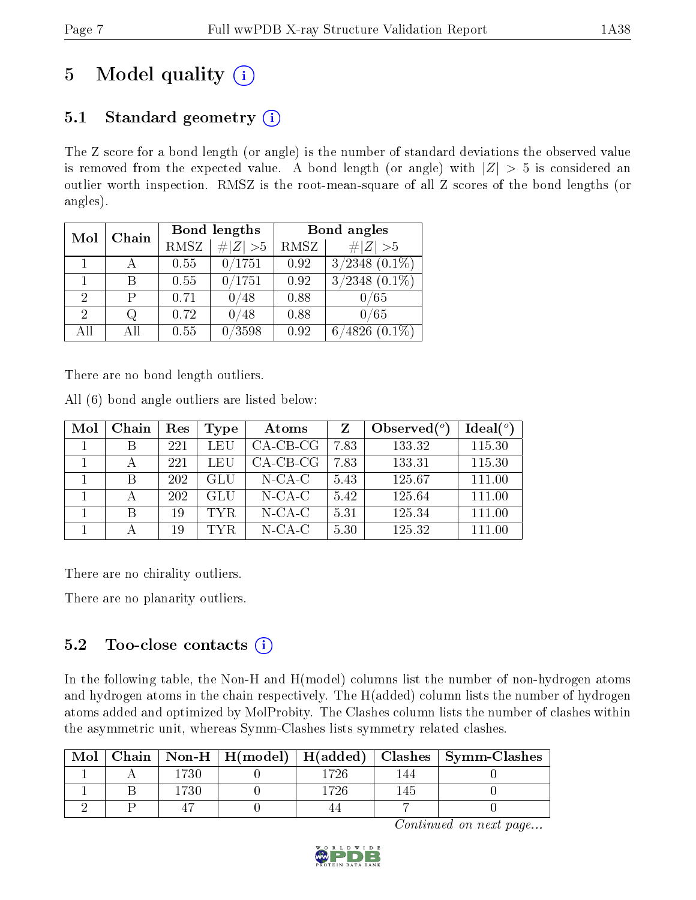# 5 Model quality

## 5.1 Standard geometry

The Z score for a bond length (or angle) is the number of standard deviations the observed value is removed from the expected value. A bond length (or angle) with $|Z| > 5$ is considered an outlier worth inspection. RMSZ is the root-mean-square of all Z scores of the bond lengths (or angles).

| Mol | Chain | Bond lengths | | Bond angles | |
|---|---|---|---|---|---|
| | | RMSZ | #\|Z\| >5 | RMSZ | #\|Z\| >5 |
| 1 | A | 0.55 | 0/1751 | 0.92 | 3/2348 (0.1%) |
| 1 | B | 0.55 | 0/1751 | 0.92 | 3/2348 (0.1%) |
| 2 | P | 0.71 | 0/48 | 0.88 | 0/65 |
| 2 | Q | 0.72 | 0/48 | 0.88 | 0/65 |
| All | All | 0.55 | 0/3598 | 0.92 | 6/4826 (0.1%) |

There are no bond length outliers.

All (6) bond angle outliers are listed below:

| Mol | Chain | Res | Type | Atoms | Z | Observed(°) | Ideal(°) |
|---|---|---|---|---|---|---|---|
| 1 | B | 221 | LEU | CA-CB-CG | 7.83 | 133.32 | 115.30 |
| 1 | A | 221 | LEU | CA-CB-CG | 7.83 | 133.31 | 115.30 |
| 1 | B | 202 | GLU | N-CA-C | 5.43 | 125.67 | 111.00 |
| 1 | A | 202 | GLU | N-CA-C | 5.42 | 125.64 | 111.00 |
| 1 | B | 19 | TYR | N-CA-C | 5.31 | 125.34 | 111.00 |
| 1 | A | 19 | TYR | N-CA-C | 5.30 | 125.32 | 111.00 |

There are no chirality outliers.

There are no planarity outliers.

## 5.2 Too-close contacts

In the following table, the Non-H and H(model) columns list the number of non-hydrogen atoms and hydrogen atoms in the chain respectively. The H(added) column lists the number of hydrogen atoms added and optimized by MolProbity. The Clashes column lists the number of clashes within the asymmetric unit, whereas Symm-Clashes lists symmetry related clashes.

| Mol | Chain | Non-H | H(model) | H(added) | Clashes | Symm-Clashes |
|---|---|---|---|---|---|---|
| 1 | A | 1730 | 0 | 1726 | 144 | 0 |
| 1 | B | 1730 | 0 | 1726 | 145 | 0 |
| 2 | P | 47 | 0 | 44 | 7 | 0 |

*Continued on next page...*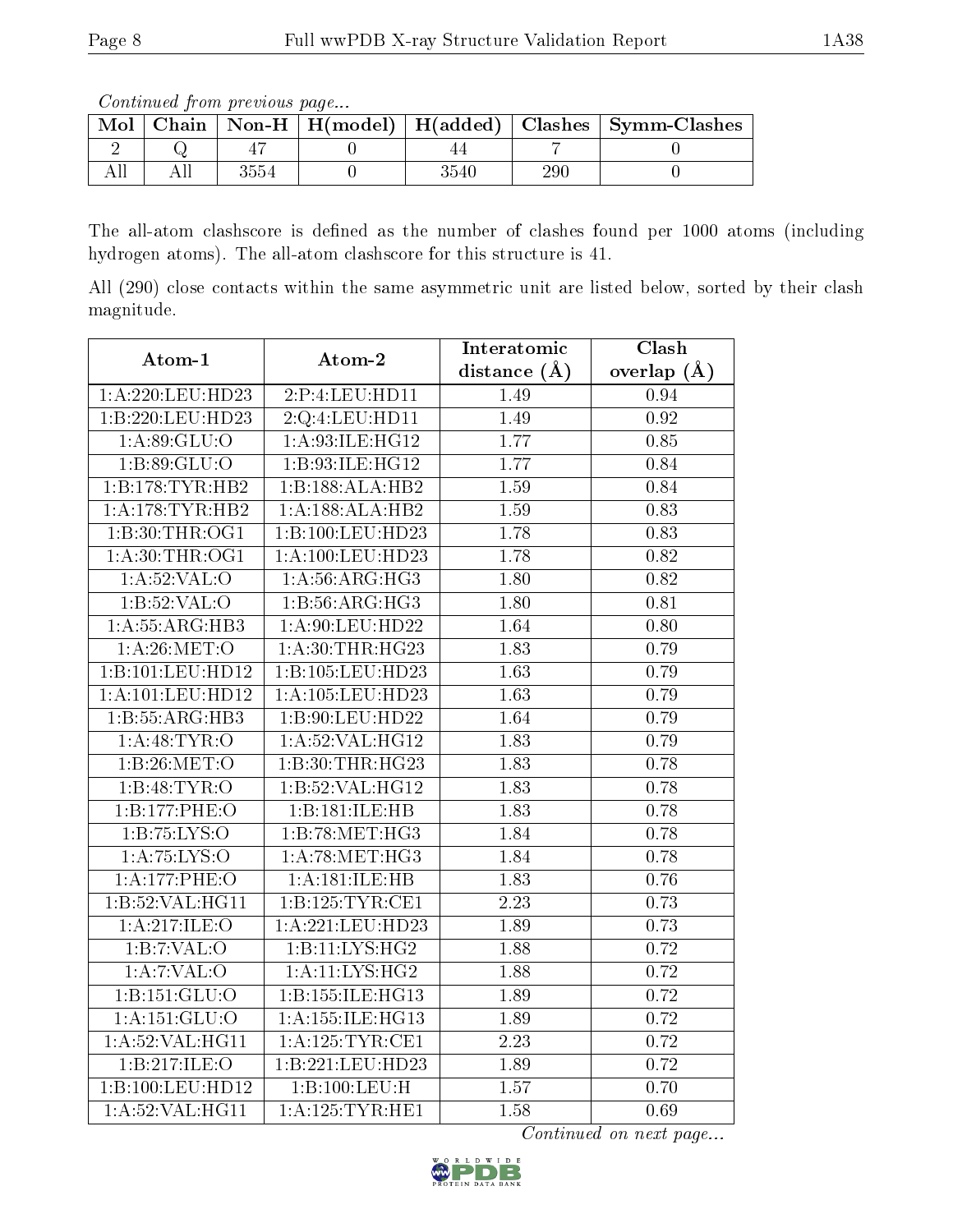*Continued from previous page...*

| Mol | Chain | Non-H | H(model) | H(added) | Clashes | Symm-Clashes |
|---|---|---|---|---|---|---|
| 2 | Q | 47 | 0 | 44 | 7 | 0 |
| All | All | 3554 | 0 | 3540 | 290 | 0 |

The all-atom clashscore is defined as the number of clashes found per 1000 atoms (including hydrogen atoms). The all-atom clashscore for this structure is 41.

All (290) close contacts within the same asymmetric unit are listed below, sorted by their clash magnitude.

| Atom-1 | Atom-2 | Interatomic distance (Å) | Clash overlap (Å) |
|---|---|---|---|
| 1:A:220:LEU:HD23 | 2:P:4:LEU:HD11 | 1.49 | 0.94 |
| 1:B:220:LEU:HD23 | 2:Q:4:LEU:HD11 | 1.49 | 0.92 |
| 1:A:89:GLU:O | 1:A:93:ILE:HG12 | 1.77 | 0.85 |
| 1:B:89:GLU:O | 1:B:93:ILE:HG12 | 1.77 | 0.84 |
| 1:B:178:TYR:HB2 | 1:B:188:ALA:HB2 | 1.59 | 0.84 |
| 1:A:178:TYR:HB2 | 1:A:188:ALA:HB2 | 1.59 | 0.83 |
| 1:B:30:THR:OG1 | 1:B:100:LEU:HD23 | 1.78 | 0.83 |
| 1:A:30:THR:OG1 | 1:A:100:LEU:HD23 | 1.78 | 0.82 |
| 1:A:52:VAL:O | 1:A:56:ARG:HG3 | 1.80 | 0.82 |
| 1:B:52:VAL:O | 1:B:56:ARG:HG3 | 1.80 | 0.81 |
| 1:A:55:ARG:HB3 | 1:A:90:LEU:HD22 | 1.64 | 0.80 |
| 1:A:26:MET:O | 1:A:30:THR:HG23 | 1.83 | 0.79 |
| 1:B:101:LEU:HD12 | 1:B:105:LEU:HD23 | 1.63 | 0.79 |
| 1:A:101:LEU:HD12 | 1:A:105:LEU:HD23 | 1.63 | 0.79 |
| 1:B:55:ARG:HB3 | 1:B:90:LEU:HD22 | 1.64 | 0.79 |
| 1:A:48:TYR:O | 1:A:52:VAL:HG12 | 1.83 | 0.79 |
| 1:B:26:MET:O | 1:B:30:THR:HG23 | 1.83 | 0.78 |
| 1:B:48:TYR:O | 1:B:52:VAL:HG12 | 1.83 | 0.78 |
| 1:B:177:PHE:O | 1:B:181:ILE:HB | 1.83 | 0.78 |
| 1:B:75:LYS:O | 1:B:78:MET:HG3 | 1.84 | 0.78 |
| 1:A:75:LYS:O | 1:A:78:MET:HG3 | 1.84 | 0.78 |
| 1:A:177:PHE:O | 1:A:181:ILE:HB | 1.83 | 0.76 |
| 1:B:52:VAL:HG11 | 1:B:125:TYR:CE1 | 2.23 | 0.73 |
| 1:A:217:ILE:O | 1:A:221:LEU:HD23 | 1.89 | 0.73 |
| 1:B:7:VAL:O | 1:B:11:LYS:HG2 | 1.88 | 0.72 |
| 1:A:7:VAL:O | 1:A:11:LYS:HG2 | 1.88 | 0.72 |
| 1:B:151:GLU:O | 1:B:155:ILE:HG13 | 1.89 | 0.72 |
| 1:A:151:GLU:O | 1:A:155:ILE:HG13 | 1.89 | 0.72 |
| 1:A:52:VAL:HG11 | 1:A:125:TYR:CE1 | 2.23 | 0.72 |
| 1:B:217:ILE:O | 1:B:221:LEU:HD23 | 1.89 | 0.72 |
| 1:B:100:LEU:HD12 | 1:B:100:LEU:H | 1.57 | 0.70 |
| 1:A:52:VAL:HG11 | 1:A:125:TYR:HE1 | 1.58 | 0.69 |

*Continued on next page...*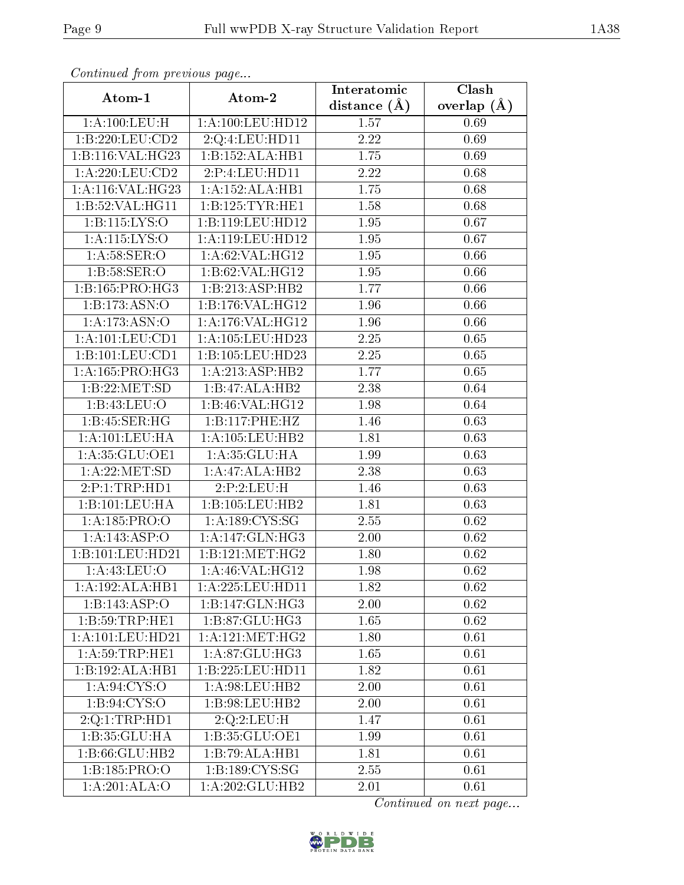*Continued from previous page...*

| Atom-1 | Atom-2 | Interatomic distance (Å) | Clash overlap (Å) |
| --- | --- | --- | --- |
| 1:A:100:LEU:H | 1:A:100:LEU:HD12 | 1.57 | 0.69 |
| 1:B:220:LEU:CD2 | 2:Q:4:LEU:HD11 | 2.22 | 0.69 |
| 1:B:116:VAL:HG23 | 1:B:152:ALA:HB1 | 1.75 | 0.69 |
| 1:A:220:LEU:CD2 | 2:P:4:LEU:HD11 | 2.22 | 0.68 |
| 1:A:116:VAL:HG23 | 1:A:152:ALA:HB1 | 1.75 | 0.68 |
| 1:B:52:VAL:HG11 | 1:B:125:TYR:HE1 | 1.58 | 0.68 |
| 1:B:115:LYS:O | 1:B:119:LEU:HD12 | 1.95 | 0.67 |
| 1:A:115:LYS:O | 1:A:119:LEU:HD12 | 1.95 | 0.67 |
| 1:A:58:SER:O | 1:A:62:VAL:HG12 | 1.95 | 0.66 |
| 1:B:58:SER:O | 1:B:62:VAL:HG12 | 1.95 | 0.66 |
| 1:B:165:PRO:HG3 | 1:B:213:ASP:HB2 | 1.77 | 0.66 |
| 1:B:173:ASN:O | 1:B:176:VAL:HG12 | 1.96 | 0.66 |
| 1:A:173:ASN:O | 1:A:176:VAL:HG12 | 1.96 | 0.66 |
| 1:A:101:LEU:CD1 | 1:A:105:LEU:HD23 | 2.25 | 0.65 |
| 1:B:101:LEU:CD1 | 1:B:105:LEU:HD23 | 2.25 | 0.65 |
| 1:A:165:PRO:HG3 | 1:A:213:ASP:HB2 | 1.77 | 0.65 |
| 1:B:22:MET:SD | 1:B:47:ALA:HB2 | 2.38 | 0.64 |
| 1:B:43:LEU:O | 1:B:46:VAL:HG12 | 1.98 | 0.64 |
| 1:B:45:SER:HG | 1:B:117:PHE:HZ | 1.46 | 0.63 |
| 1:A:101:LEU:HA | 1:A:105:LEU:HB2 | 1.81 | 0.63 |
| 1:A:35:GLU:OE1 | 1:A:35:GLU:HA | 1.99 | 0.63 |
| 1:A:22:MET:SD | 1:A:47:ALA:HB2 | 2.38 | 0.63 |
| 2:P:1:TRP:HD1 | 2:P:2:LEU:H | 1.46 | 0.63 |
| 1:B:101:LEU:HA | 1:B:105:LEU:HB2 | 1.81 | 0.63 |
| 1:A:185:PRO:O | 1:A:189:CYS:SG | 2.55 | 0.62 |
| 1:A:143:ASP:O | 1:A:147:GLN:HG3 | 2.00 | 0.62 |
| 1:B:101:LEU:HD21 | 1:B:121:MET:HG2 | 1.80 | 0.62 |
| 1:A:43:LEU:O | 1:A:46:VAL:HG12 | 1.98 | 0.62 |
| 1:A:192:ALA:HB1 | 1:A:225:LEU:HD11 | 1.82 | 0.62 |
| 1:B:143:ASP:O | 1:B:147:GLN:HG3 | 2.00 | 0.62 |
| 1:B:59:TRP:HE1 | 1:B:87:GLU:HG3 | 1.65 | 0.62 |
| 1:A:101:LEU:HD21 | 1:A:121:MET:HG2 | 1.80 | 0.61 |
| 1:A:59:TRP:HE1 | 1:A:87:GLU:HG3 | 1.65 | 0.61 |
| 1:B:192:ALA:HB1 | 1:B:225:LEU:HD11 | 1.82 | 0.61 |
| 1:A:94:CYS:O | 1:A:98:LEU:HB2 | 2.00 | 0.61 |
| 1:B:94:CYS:O | 1:B:98:LEU:HB2 | 2.00 | 0.61 |
| 2:Q:1:TRP:HD1 | 2:Q:2:LEU:H | 1.47 | 0.61 |
| 1:B:35:GLU:HA | 1:B:35:GLU:OE1 | 1.99 | 0.61 |
| 1:B:66:GLU:HB2 | 1:B:79:ALA:HB1 | 1.81 | 0.61 |
| 1:B:185:PRO:O | 1:B:189:CYS:SG | 2.55 | 0.61 |
| 1:A:201:ALA:O | 1:A:202:GLU:HB2 | 2.01 | 0.61 |

*Continued on next page...*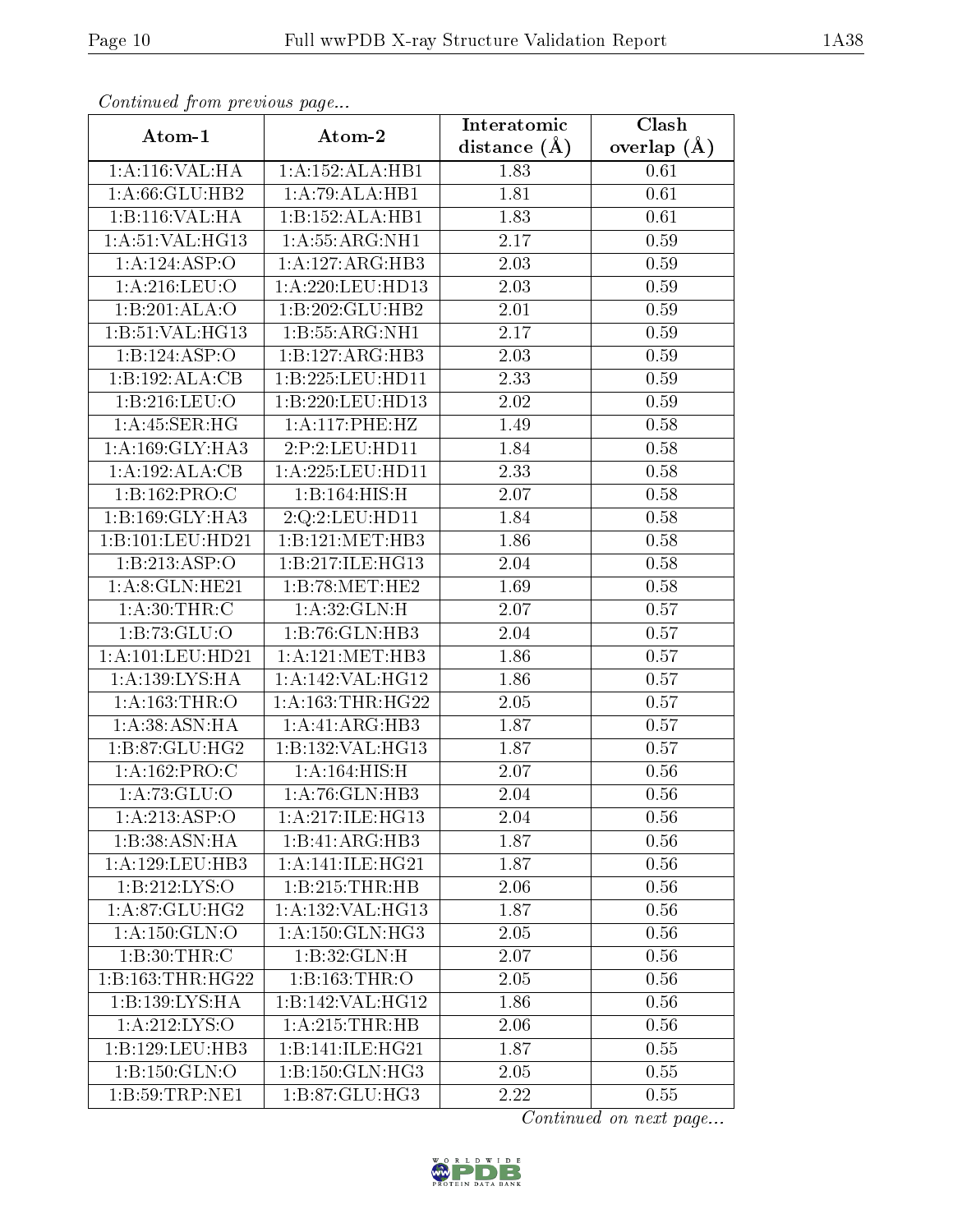*Continued from previous page...*

| Atom-1 | Atom-2 | Interatomic distance (Å) | Clash overlap (Å) |
| --- | --- | --- | --- |
| 1:A:116:VAL:HA | 1:A:152:ALA:HB1 | 1.83 | 0.61 |
| 1:A:66:GLU:HB2 | 1:A:79:ALA:HB1 | 1.81 | 0.61 |
| 1:B:116:VAL:HA | 1:B:152:ALA:HB1 | 1.83 | 0.61 |
| 1:A:51:VAL:HG13 | 1:A:55:ARG:NH1 | 2.17 | 0.59 |
| 1:A:124:ASP:O | 1:A:127:ARG:HB3 | 2.03 | 0.59 |
| 1:A:216:LEU:O | 1:A:220:LEU:HD13 | 2.03 | 0.59 |
| 1:B:201:ALA:O | 1:B:202:GLU:HB2 | 2.01 | 0.59 |
| 1:B:51:VAL:HG13 | 1:B:55:ARG:NH1 | 2.17 | 0.59 |
| 1:B:124:ASP:O | 1:B:127:ARG:HB3 | 2.03 | 0.59 |
| 1:B:192:ALA:CB | 1:B:225:LEU:HD11 | 2.33 | 0.59 |
| 1:B:216:LEU:O | 1:B:220:LEU:HD13 | 2.02 | 0.59 |
| 1:A:45:SER:HG | 1:A:117:PHE:HZ | 1.49 | 0.58 |
| 1:A:169:GLY:HA3 | 2:P:2:LEU:HD11 | 1.84 | 0.58 |
| 1:A:192:ALA:CB | 1:A:225:LEU:HD11 | 2.33 | 0.58 |
| 1:B:162:PRO:C | 1:B:164:HIS:H | 2.07 | 0.58 |
| 1:B:169:GLY:HA3 | 2:Q:2:LEU:HD11 | 1.84 | 0.58 |
| 1:B:101:LEU:HD21 | 1:B:121:MET:HB3 | 1.86 | 0.58 |
| 1:B:213:ASP:O | 1:B:217:ILE:HG13 | 2.04 | 0.58 |
| 1:A:8:GLN:HE21 | 1:B:78:MET:HE2 | 1.69 | 0.58 |
| 1:A:30:THR:C | 1:A:32:GLN:H | 2.07 | 0.57 |
| 1:B:73:GLU:O | 1:B:76:GLN:HB3 | 2.04 | 0.57 |
| 1:A:101:LEU:HD21 | 1:A:121:MET:HB3 | 1.86 | 0.57 |
| 1:A:139:LYS:HA | 1:A:142:VAL:HG12 | 1.86 | 0.57 |
| 1:A:163:THR:O | 1:A:163:THR:HG22 | 2.05 | 0.57 |
| 1:A:38:ASN:HA | 1:A:41:ARG:HB3 | 1.87 | 0.57 |
| 1:B:87:GLU:HG2 | 1:B:132:VAL:HG13 | 1.87 | 0.57 |
| 1:A:162:PRO:C | 1:A:164:HIS:H | 2.07 | 0.56 |
| 1:A:73:GLU:O | 1:A:76:GLN:HB3 | 2.04 | 0.56 |
| 1:A:213:ASP:O | 1:A:217:ILE:HG13 | 2.04 | 0.56 |
| 1:B:38:ASN:HA | 1:B:41:ARG:HB3 | 1.87 | 0.56 |
| 1:A:129:LEU:HB3 | 1:A:141:ILE:HG21 | 1.87 | 0.56 |
| 1:B:212:LYS:O | 1:B:215:THR:HB | 2.06 | 0.56 |
| 1:A:87:GLU:HG2 | 1:A:132:VAL:HG13 | 1.87 | 0.56 |
| 1:A:150:GLN:O | 1:A:150:GLN:HG3 | 2.05 | 0.56 |
| 1:B:30:THR:C | 1:B:32:GLN:H | 2.07 | 0.56 |
| 1:B:163:THR:HG22 | 1:B:163:THR:O | 2.05 | 0.56 |
| 1:B:139:LYS:HA | 1:B:142:VAL:HG12 | 1.86 | 0.56 |
| 1:A:212:LYS:O | 1:A:215:THR:HB | 2.06 | 0.56 |
| 1:B:129:LEU:HB3 | 1:B:141:ILE:HG21 | 1.87 | 0.55 |
| 1:B:150:GLN:O | 1:B:150:GLN:HG3 | 2.05 | 0.55 |
| 1:B:59:TRP:NE1 | 1:B:87:GLU:HG3 | 2.22 | 0.55 |

*Continued on next page...*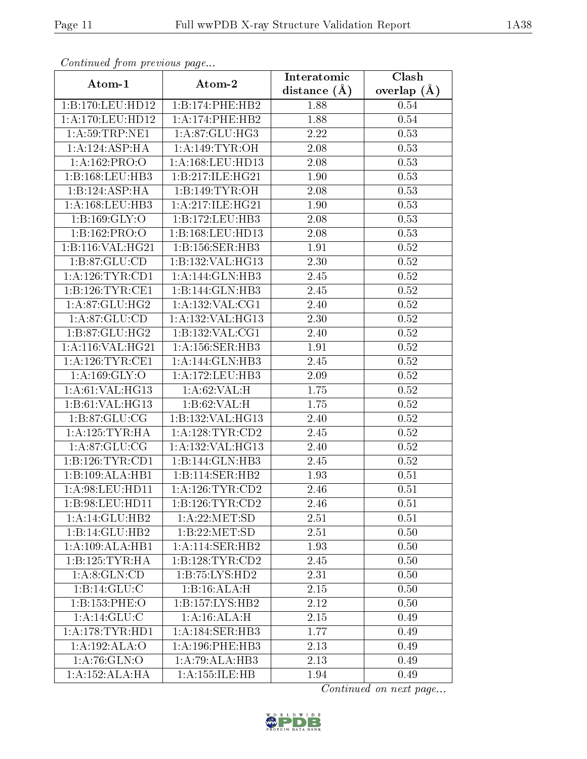*Continued from previous page...*

| Atom-1 | Atom-2 | Interatomic distance (Å) | Clash overlap (Å) |
|---|---|---|---|
| 1:B:170:LEU:HD12 | 1:B:174:PHE:HB2 | 1.88 | 0.54 |
| 1:A:170:LEU:HD12 | 1:A:174:PHE:HB2 | 1.88 | 0.54 |
| 1:A:59:TRP:NE1 | 1:A:87:GLU:HG3 | 2.22 | 0.53 |
| 1:A:124:ASP:HA | 1:A:149:TYR:OH | 2.08 | 0.53 |
| 1:A:162:PRO:O | 1:A:168:LEU:HD13 | 2.08 | 0.53 |
| 1:B:168:LEU:HB3 | 1:B:217:ILE:HG21 | 1.90 | 0.53 |
| 1:B:124:ASP:HA | 1:B:149:TYR:OH | 2.08 | 0.53 |
| 1:A:168:LEU:HB3 | 1:A:217:ILE:HG21 | 1.90 | 0.53 |
| 1:B:169:GLY:O | 1:B:172:LEU:HB3 | 2.08 | 0.53 |
| 1:B:162:PRO:O | 1:B:168:LEU:HD13 | 2.08 | 0.53 |
| 1:B:116:VAL:HG21 | 1:B:156:SER:HB3 | 1.91 | 0.52 |
| 1:B:87:GLU:CD | 1:B:132:VAL:HG13 | 2.30 | 0.52 |
| 1:A:126:TYR:CD1 | 1:A:144:GLN:HB3 | 2.45 | 0.52 |
| 1:B:126:TYR:CE1 | 1:B:144:GLN:HB3 | 2.45 | 0.52 |
| 1:A:87:GLU:HG2 | 1:A:132:VAL:CG1 | 2.40 | 0.52 |
| 1:A:87:GLU:CD | 1:A:132:VAL:HG13 | 2.30 | 0.52 |
| 1:B:87:GLU:HG2 | 1:B:132:VAL:CG1 | 2.40 | 0.52 |
| 1:A:116:VAL:HG21 | 1:A:156:SER:HB3 | 1.91 | 0.52 |
| 1:A:126:TYR:CE1 | 1:A:144:GLN:HB3 | 2.45 | 0.52 |
| 1:A:169:GLY:O | 1:A:172:LEU:HB3 | 2.09 | 0.52 |
| 1:A:61:VAL:HG13 | 1:A:62:VAL:H | 1.75 | 0.52 |
| 1:B:61:VAL:HG13 | 1:B:62:VAL:H | 1.75 | 0.52 |
| 1:B:87:GLU:CG | 1:B:132:VAL:HG13 | 2.40 | 0.52 |
| 1:A:125:TYR:HA | 1:A:128:TYR:CD2 | 2.45 | 0.52 |
| 1:A:87:GLU:CG | 1:A:132:VAL:HG13 | 2.40 | 0.52 |
| 1:B:126:TYR:CD1 | 1:B:144:GLN:HB3 | 2.45 | 0.52 |
| 1:B:109:ALA:HB1 | 1:B:114:SER:HB2 | 1.93 | 0.51 |
| 1:A:98:LEU:HD11 | 1:A:126:TYR:CD2 | 2.46 | 0.51 |
| 1:B:98:LEU:HD11 | 1:B:126:TYR:CD2 | 2.46 | 0.51 |
| 1:A:14:GLU:HB2 | 1:A:22:MET:SD | 2.51 | 0.51 |
| 1:B:14:GLU:HB2 | 1:B:22:MET:SD | 2.51 | 0.50 |
| 1:A:109:ALA:HB1 | 1:A:114:SER:HB2 | 1.93 | 0.50 |
| 1:B:125:TYR:HA | 1:B:128:TYR:CD2 | 2.45 | 0.50 |
| 1:A:8:GLN:CD | 1:B:75:LYS:HD2 | 2.31 | 0.50 |
| 1:B:14:GLU:C | 1:B:16:ALA:H | 2.15 | 0.50 |
| 1:B:153:PHE:O | 1:B:157:LYS:HB2 | 2.12 | 0.50 |
| 1:A:14:GLU:C | 1:A:16:ALA:H | 2.15 | 0.49 |
| 1:A:178:TYR:HD1 | 1:A:184:SER:HB3 | 1.77 | 0.49 |
| 1:A:192:ALA:O | 1:A:196:PHE:HB3 | 2.13 | 0.49 |
| 1:A:76:GLN:O | 1:A:79:ALA:HB3 | 2.13 | 0.49 |
| 1:A:152:ALA:HA | 1:A:155:ILE:HB | 1.94 | 0.49 |

*Continued on next page...*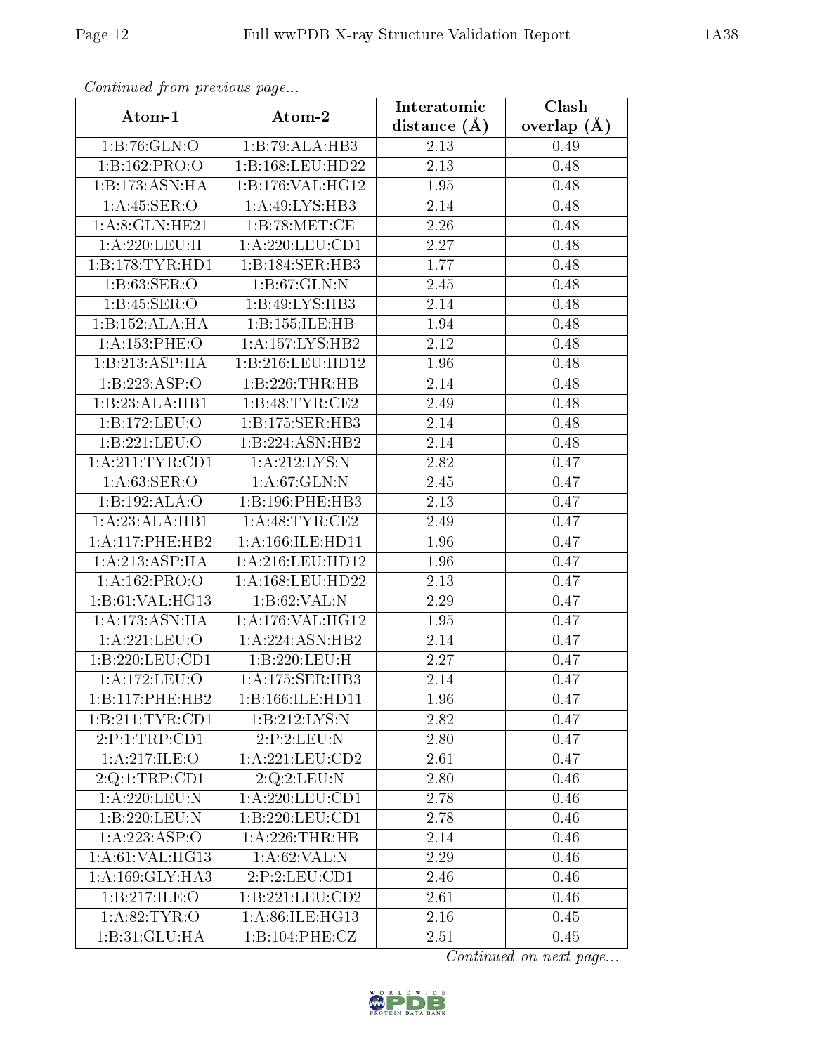*Continued from previous page...*

| Atom-1 | Atom-2 | Interatomic distance (Å) | Clash overlap (Å) |
| --- | --- | --- | --- |
| 1:B:76:GLN:O | 1:B:79:ALA:HB3 | 2.13 | 0.49 |
| 1:B:162:PRO:O | 1:B:168:LEU:HD22 | 2.13 | 0.48 |
| 1:B:173:ASN:HA | 1:B:176:VAL:HG12 | 1.95 | 0.48 |
| 1:A:45:SER:O | 1:A:49:LYS:HB3 | 2.14 | 0.48 |
| 1:A:8:GLN:HE21 | 1:B:78:MET:CE | 2.26 | 0.48 |
| 1:A:220:LEU:H | 1:A:220:LEU:CD1 | 2.27 | 0.48 |
| 1:B:178:TYR:HD1 | 1:B:184:SER:HB3 | 1.77 | 0.48 |
| 1:B:63:SER:O | 1:B:67:GLN:N | 2.45 | 0.48 |
| 1:B:45:SER:O | 1:B:49:LYS:HB3 | 2.14 | 0.48 |
| 1:B:152:ALA:HA | 1:B:155:ILE:HB | 1.94 | 0.48 |
| 1:A:153:PHE:O | 1:A:157:LYS:HB2 | 2.12 | 0.48 |
| 1:B:213:ASP:HA | 1:B:216:LEU:HD12 | 1.96 | 0.48 |
| 1:B:223:ASP:O | 1:B:226:THR:HB | 2.14 | 0.48 |
| 1:B:23:ALA:HB1 | 1:B:48:TYR:CE2 | 2.49 | 0.48 |
| 1:B:172:LEU:O | 1:B:175:SER:HB3 | 2.14 | 0.48 |
| 1:B:221:LEU:O | 1:B:224:ASN:HB2 | 2.14 | 0.48 |
| 1:A:211:TYR:CD1 | 1:A:212:LYS:N | 2.82 | 0.47 |
| 1:A:63:SER:O | 1:A:67:GLN:N | 2.45 | 0.47 |
| 1:B:192:ALA:O | 1:B:196:PHE:HB3 | 2.13 | 0.47 |
| 1:A:23:ALA:HB1 | 1:A:48:TYR:CE2 | 2.49 | 0.47 |
| 1:A:117:PHE:HB2 | 1:A:166:ILE:HD11 | 1.96 | 0.47 |
| 1:A:213:ASP:HA | 1:A:216:LEU:HD12 | 1.96 | 0.47 |
| 1:A:162:PRO:O | 1:A:168:LEU:HD22 | 2.13 | 0.47 |
| 1:B:61:VAL:HG13 | 1:B:62:VAL:N | 2.29 | 0.47 |
| 1:A:173:ASN:HA | 1:A:176:VAL:HG12 | 1.95 | 0.47 |
| 1:A:221:LEU:O | 1:A:224:ASN:HB2 | 2.14 | 0.47 |
| 1:B:220:LEU:CD1 | 1:B:220:LEU:H | 2.27 | 0.47 |
| 1:A:172:LEU:O | 1:A:175:SER:HB3 | 2.14 | 0.47 |
| 1:B:117:PHE:HB2 | 1:B:166:ILE:HD11 | 1.96 | 0.47 |
| 1:B:211:TYR:CD1 | 1:B:212:LYS:N | 2.82 | 0.47 |
| 2:P:1:TRP:CD1 | 2:P:2:LEU:N | 2.80 | 0.47 |
| 1:A:217:ILE:O | 1:A:221:LEU:CD2 | 2.61 | 0.47 |
| 2:Q:1:TRP:CD1 | 2:Q:2:LEU:N | 2.80 | 0.46 |
| 1:A:220:LEU:N | 1:A:220:LEU:CD1 | 2.78 | 0.46 |
| 1:B:220:LEU:N | 1:B:220:LEU:CD1 | 2.78 | 0.46 |
| 1:A:223:ASP:O | 1:A:226:THR:HB | 2.14 | 0.46 |
| 1:A:61:VAL:HG13 | 1:A:62:VAL:N | 2.29 | 0.46 |
| 1:A:169:GLY:HA3 | 2:P:2:LEU:CD1 | 2.46 | 0.46 |
| 1:B:217:ILE:O | 1:B:221:LEU:CD2 | 2.61 | 0.46 |
| 1:A:82:TYR:O | 1:A:86:ILE:HG13 | 2.16 | 0.45 |
| 1:B:31:GLU:HA | 1:B:104:PHE:CZ | 2.51 | 0.45 |

*Continued on next page...*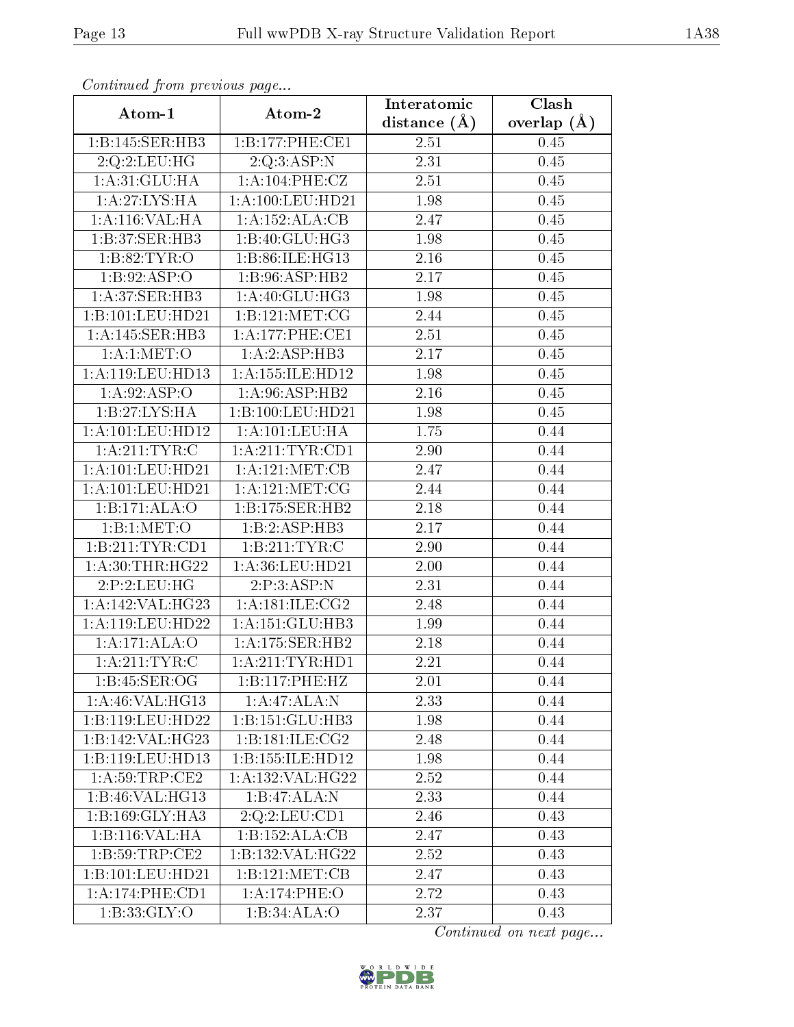*Continued from previous page...*

| Atom-1 | Atom-2 | Interatomic distance (Å) | Clash overlap (Å) |
|---|---|---|---|
| 1:B:145:SER:HB3 | 1:B:177:PHE:CE1 | 2.51 | 0.45 |
| 2:Q:2:LEU:HG | 2:Q:3:ASP:N | 2.31 | 0.45 |
| 1:A:31:GLU:HA | 1:A:104:PHE:CZ | 2.51 | 0.45 |
| 1:A:27:LYS:HA | 1:A:100:LEU:HD21 | 1.98 | 0.45 |
| 1:A:116:VAL:HA | 1:A:152:ALA:CB | 2.47 | 0.45 |
| 1:B:37:SER:HB3 | 1:B:40:GLU:HG3 | 1.98 | 0.45 |
| 1:B:82:TYR:O | 1:B:86:ILE:HG13 | 2.16 | 0.45 |
| 1:B:92:ASP:O | 1:B:96:ASP:HB2 | 2.17 | 0.45 |
| 1:A:37:SER:HB3 | 1:A:40:GLU:HG3 | 1.98 | 0.45 |
| 1:B:101:LEU:HD21 | 1:B:121:MET:CG | 2.44 | 0.45 |
| 1:A:145:SER:HB3 | 1:A:177:PHE:CE1 | 2.51 | 0.45 |
| 1:A:1:MET:O | 1:A:2:ASP:HB3 | 2.17 | 0.45 |
| 1:A:119:LEU:HD13 | 1:A:155:ILE:HD12 | 1.98 | 0.45 |
| 1:A:92:ASP:O | 1:A:96:ASP:HB2 | 2.16 | 0.45 |
| 1:B:27:LYS:HA | 1:B:100:LEU:HD21 | 1.98 | 0.45 |
| 1:A:101:LEU:HD12 | 1:A:101:LEU:HA | 1.75 | 0.44 |
| 1:A:211:TYR:C | 1:A:211:TYR:CD1 | 2.90 | 0.44 |
| 1:A:101:LEU:HD21 | 1:A:121:MET:CB | 2.47 | 0.44 |
| 1:A:101:LEU:HD21 | 1:A:121:MET:CG | 2.44 | 0.44 |
| 1:B:171:ALA:O | 1:B:175:SER:HB2 | 2.18 | 0.44 |
| 1:B:1:MET:O | 1:B:2:ASP:HB3 | 2.17 | 0.44 |
| 1:B:211:TYR:CD1 | 1:B:211:TYR:C | 2.90 | 0.44 |
| 1:A:30:THR:HG22 | 1:A:36:LEU:HD21 | 2.00 | 0.44 |
| 2:P:2:LEU:HG | 2:P:3:ASP:N | 2.31 | 0.44 |
| 1:A:142:VAL:HG23 | 1:A:181:ILE:CG2 | 2.48 | 0.44 |
| 1:A:119:LEU:HD22 | 1:A:151:GLU:HB3 | 1.99 | 0.44 |
| 1:A:171:ALA:O | 1:A:175:SER:HB2 | 2.18 | 0.44 |
| 1:A:211:TYR:C | 1:A:211:TYR:HD1 | 2.21 | 0.44 |
| 1:B:45:SER:OG | 1:B:117:PHE:HZ | 2.01 | 0.44 |
| 1:A:46:VAL:HG13 | 1:A:47:ALA:N | 2.33 | 0.44 |
| 1:B:119:LEU:HD22 | 1:B:151:GLU:HB3 | 1.98 | 0.44 |
| 1:B:142:VAL:HG23 | 1:B:181:ILE:CG2 | 2.48 | 0.44 |
| 1:B:119:LEU:HD13 | 1:B:155:ILE:HD12 | 1.98 | 0.44 |
| 1:A:59:TRP:CE2 | 1:A:132:VAL:HG22 | 2.52 | 0.44 |
| 1:B:46:VAL:HG13 | 1:B:47:ALA:N | 2.33 | 0.44 |
| 1:B:169:GLY:HA3 | 2:Q:2:LEU:CD1 | 2.46 | 0.43 |
| 1:B:116:VAL:HA | 1:B:152:ALA:CB | 2.47 | 0.43 |
| 1:B:59:TRP:CE2 | 1:B:132:VAL:HG22 | 2.52 | 0.43 |
| 1:B:101:LEU:HD21 | 1:B:121:MET:CB | 2.47 | 0.43 |
| 1:A:174:PHE:CD1 | 1:A:174:PHE:O | 2.72 | 0.43 |
| 1:B:33:GLY:O | 1:B:34:ALA:O | 2.37 | 0.43 |

*Continued on next page...*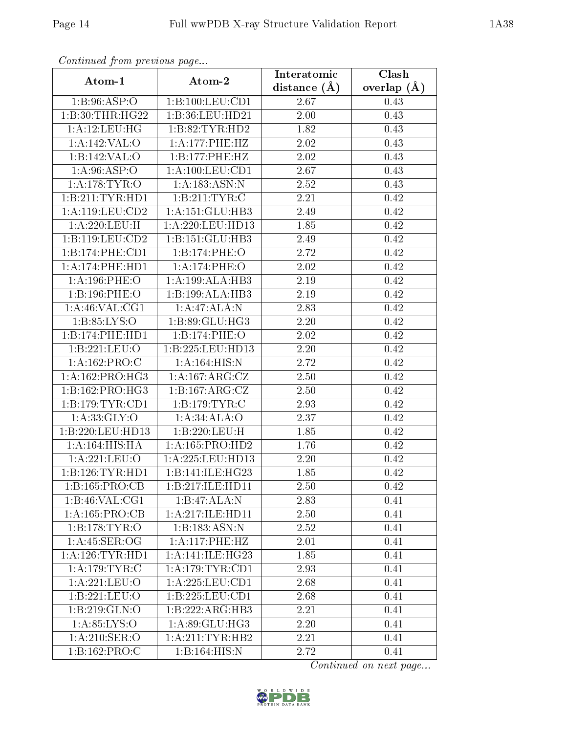*Continued from previous page...*

| Atom-1 | Atom-2 | Interatomic distance (Å) | Clash overlap (Å) |
|---|---|---|---|
| 1:B:96:ASP:O | 1:B:100:LEU:CD1 | 2.67 | 0.43 |
| 1:B:30:THR:HG22 | 1:B:36:LEU:HD21 | 2.00 | 0.43 |
| 1:A:12:LEU:HG | 1:B:82:TYR:HD2 | 1.82 | 0.43 |
| 1:A:142:VAL:O | 1:A:177:PHE:HZ | 2.02 | 0.43 |
| 1:B:142:VAL:O | 1:B:177:PHE:HZ | 2.02 | 0.43 |
| 1:A:96:ASP:O | 1:A:100:LEU:CD1 | 2.67 | 0.43 |
| 1:A:178:TYR:O | 1:A:183:ASN:N | 2.52 | 0.43 |
| 1:B:211:TYR:HD1 | 1:B:211:TYR:C | 2.21 | 0.42 |
| 1:A:119:LEU:CD2 | 1:A:151:GLU:HB3 | 2.49 | 0.42 |
| 1:A:220:LEU:H | 1:A:220:LEU:HD13 | 1.85 | 0.42 |
| 1:B:119:LEU:CD2 | 1:B:151:GLU:HB3 | 2.49 | 0.42 |
| 1:B:174:PHE:CD1 | 1:B:174:PHE:O | 2.72 | 0.42 |
| 1:A:174:PHE:HD1 | 1:A:174:PHE:O | 2.02 | 0.42 |
| 1:A:196:PHE:O | 1:A:199:ALA:HB3 | 2.19 | 0.42 |
| 1:B:196:PHE:O | 1:B:199:ALA:HB3 | 2.19 | 0.42 |
| 1:A:46:VAL:CG1 | 1:A:47:ALA:N | 2.83 | 0.42 |
| 1:B:85:LYS:O | 1:B:89:GLU:HG3 | 2.20 | 0.42 |
| 1:B:174:PHE:HD1 | 1:B:174:PHE:O | 2.02 | 0.42 |
| 1:B:221:LEU:O | 1:B:225:LEU:HD13 | 2.20 | 0.42 |
| 1:A:162:PRO:C | 1:A:164:HIS:N | 2.72 | 0.42 |
| 1:A:162:PRO:HG3 | 1:A:167:ARG:CZ | 2.50 | 0.42 |
| 1:B:162:PRO:HG3 | 1:B:167:ARG:CZ | 2.50 | 0.42 |
| 1:B:179:TYR:CD1 | 1:B:179:TYR:C | 2.93 | 0.42 |
| 1:A:33:GLY:O | 1:A:34:ALA:O | 2.37 | 0.42 |
| 1:B:220:LEU:HD13 | 1:B:220:LEU:H | 1.85 | 0.42 |
| 1:A:164:HIS:HA | 1:A:165:PRO:HD2 | 1.76 | 0.42 |
| 1:A:221:LEU:O | 1:A:225:LEU:HD13 | 2.20 | 0.42 |
| 1:B:126:TYR:HD1 | 1:B:141:ILE:HG23 | 1.85 | 0.42 |
| 1:B:165:PRO:CB | 1:B:217:ILE:HD11 | 2.50 | 0.42 |
| 1:B:46:VAL:CG1 | 1:B:47:ALA:N | 2.83 | 0.41 |
| 1:A:165:PRO:CB | 1:A:217:ILE:HD11 | 2.50 | 0.41 |
| 1:B:178:TYR:O | 1:B:183:ASN:N | 2.52 | 0.41 |
| 1:A:45:SER:OG | 1:A:117:PHE:HZ | 2.01 | 0.41 |
| 1:A:126:TYR:HD1 | 1:A:141:ILE:HG23 | 1.85 | 0.41 |
| 1:A:179:TYR:C | 1:A:179:TYR:CD1 | 2.93 | 0.41 |
| 1:A:221:LEU:O | 1:A:225:LEU:CD1 | 2.68 | 0.41 |
| 1:B:221:LEU:O | 1:B:225:LEU:CD1 | 2.68 | 0.41 |
| 1:B:219:GLN:O | 1:B:222:ARG:HB3 | 2.21 | 0.41 |
| 1:A:85:LYS:O | 1:A:89:GLU:HG3 | 2.20 | 0.41 |
| 1:A:210:SER:O | 1:A:211:TYR:HB2 | 2.21 | 0.41 |
| 1:B:162:PRO:C | 1:B:164:HIS:N | 2.72 | 0.41 |

*Continued on next page...*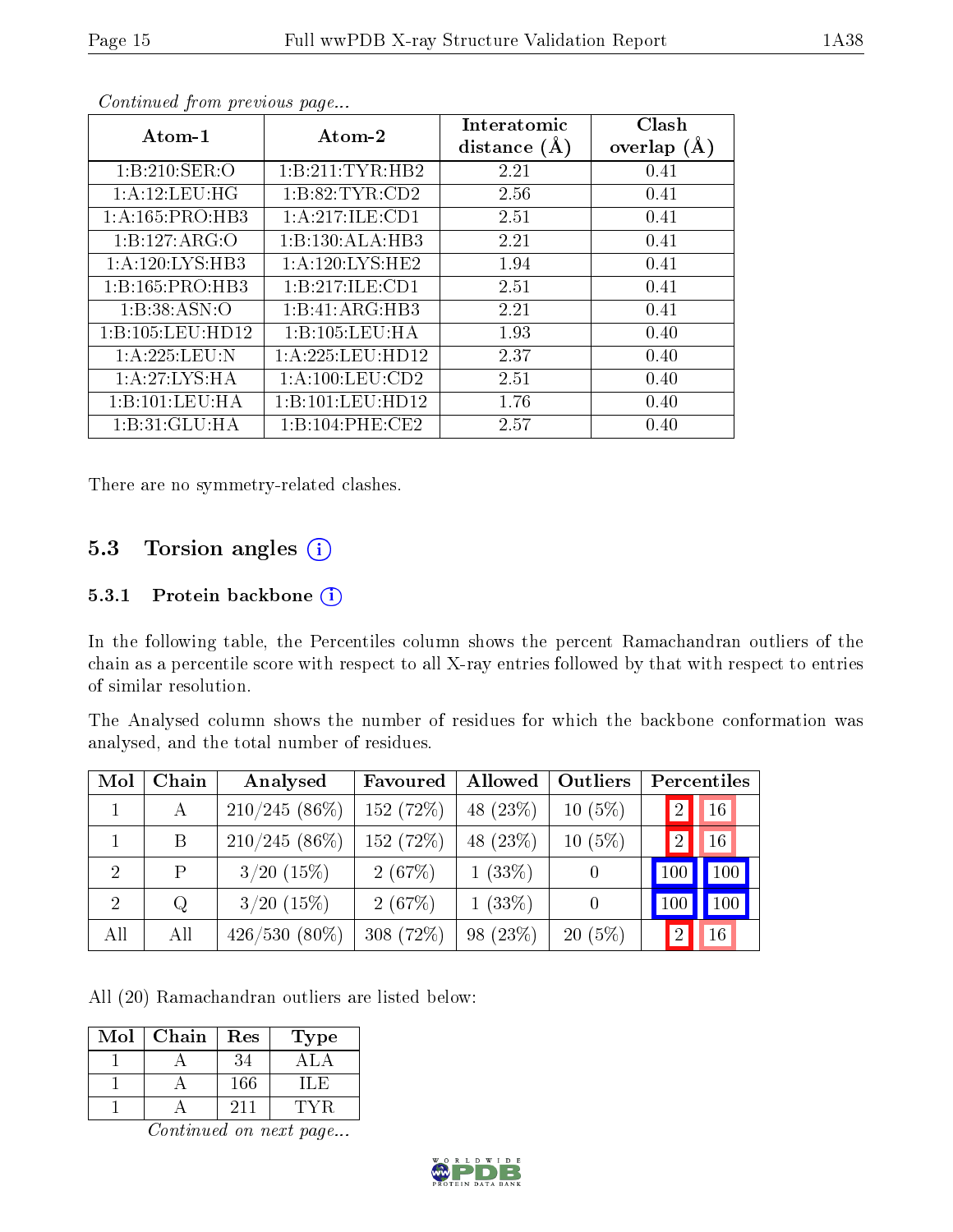*Continued from previous page...*

| Atom-1 | Atom-2 | Interatomic distance (Å) | Clash overlap (Å) |
|---|---|---|---|
| 1:B:210:SER:O | 1:B:211:TYR:HB2 | 2.21 | 0.41 |
| 1:A:12:LEU:HG | 1:B:82:TYR:CD2 | 2.56 | 0.41 |
| 1:A:165:PRO:HB3 | 1:A:217:ILE:CD1 | 2.51 | 0.41 |
| 1:B:127:ARG:O | 1:B:130:ALA:HB3 | 2.21 | 0.41 |
| 1:A:120:LYS:HB3 | 1:A:120:LYS:HE2 | 1.94 | 0.41 |
| 1:B:165:PRO:HB3 | 1:B:217:ILE:CD1 | 2.51 | 0.41 |
| 1:B:38:ASN:O | 1:B:41:ARG:HB3 | 2.21 | 0.41 |
| 1:B:105:LEU:HD12 | 1:B:105:LEU:HA | 1.93 | 0.40 |
| 1:A:225:LEU:N | 1:A:225:LEU:HD12 | 2.37 | 0.40 |
| 1:A:27:LYS:HA | 1:A:100:LEU:CD2 | 2.51 | 0.40 |
| 1:B:101:LEU:HA | 1:B:101:LEU:HD12 | 1.76 | 0.40 |
| 1:B:31:GLU:HA | 1:B:104:PHE:CE2 | 2.57 | 0.40 |

There are no symmetry-related clashes.

## 5.3 Torsion angles

### 5.3.1 Protein backbone

In the following table, the Percentiles column shows the percent Ramachandran outliers of the chain as a percentile score with respect to all X-ray entries followed by that with respect to entries of similar resolution.

The Analysed column shows the number of residues for which the backbone conformation was analysed, and the total number of residues.

| Mol | Chain | Analysed | Favoured | Allowed | Outliers | Percentiles | |
|---|---|---|---|---|---|---|---|
| 1 | A | 210/245 (86%) | 152 (72%) | 48 (23%) | 10 (5%) | 2 | 16 |
| 1 | B | 210/245 (86%) | 152 (72%) | 48 (23%) | 10 (5%) | 2 | 16 |
| 2 | P | 3/20 (15%) | 2 (67%) | 1 (33%) | 0 | 100 | 100 |
| 2 | Q | 3/20 (15%) | 2 (67%) | 1 (33%) | 0 | 100 | 100 |
| All | All | 426/530 (80%) | 308 (72%) | 98 (23%) | 20 (5%) | 2 | 16 |

All (20) Ramachandran outliers are listed below:

| Mol | Chain | Res | Type |
|---|---|---|---|
| 1 | A | 34 | ALA |
| 1 | A | 166 | ILE |
| 1 | A | 211 | TYR |

*Continued on next page...*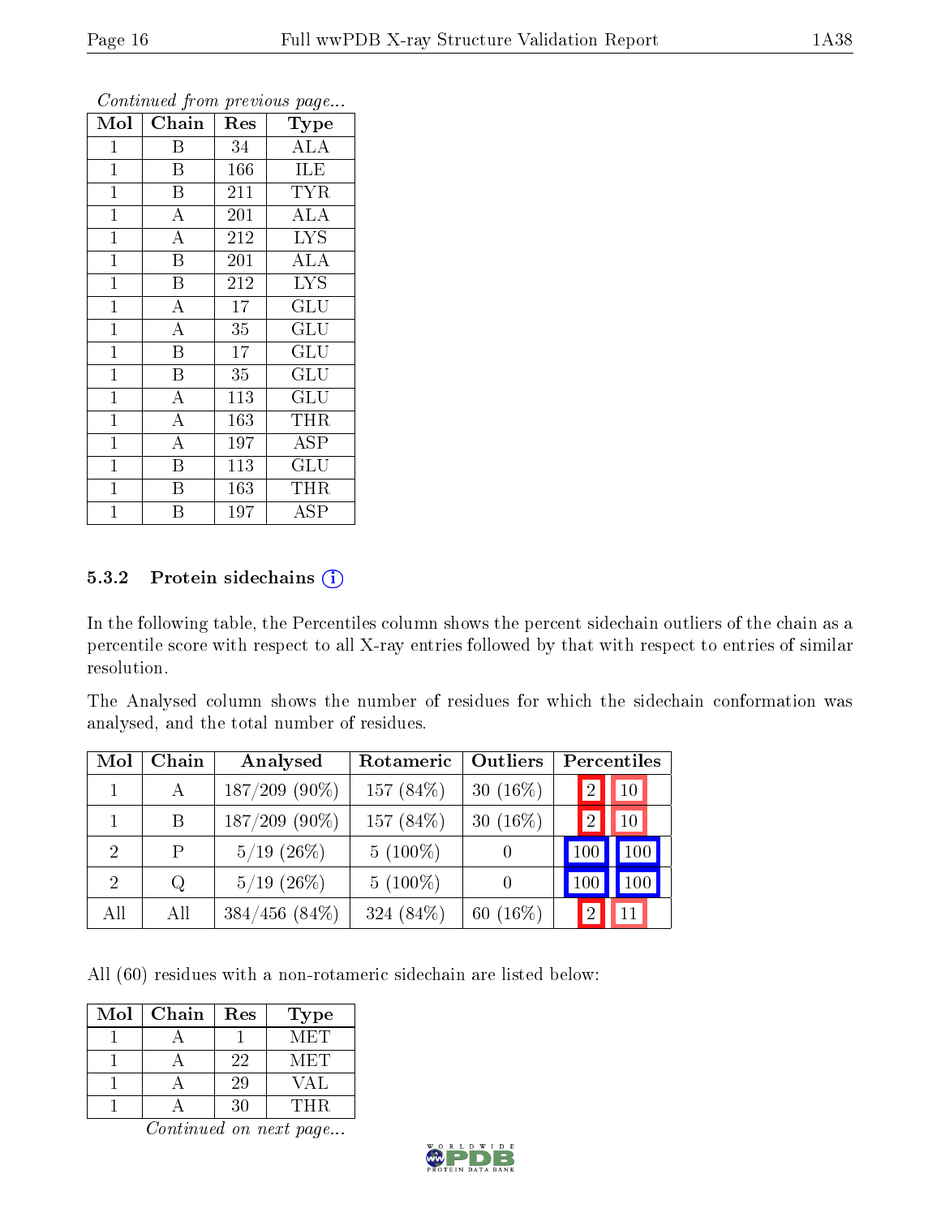*Continued from previous page...*

| Mol | Chain | Res | Type |
|---|---|---|---|
| 1 | B | 34 | ALA |
| 1 | B | 166 | ILE |
| 1 | B | 211 | TYR |
| 1 | A | 201 | ALA |
| 1 | A | 212 | LYS |
| 1 | B | 201 | ALA |
| 1 | B | 212 | LYS |
| 1 | A | 17 | GLU |
| 1 | A | 35 | GLU |
| 1 | B | 17 | GLU |
| 1 | B | 35 | GLU |
| 1 | A | 113 | GLU |
| 1 | A | 163 | THR |
| 1 | A | 197 | ASP |
| 1 | B | 113 | GLU |
| 1 | B | 163 | THR |
| 1 | B | 197 | ASP |

### 5.3.2 Protein sidechains

In the following table, the Percentiles column shows the percent sidechain outliers of the chain as a percentile score with respect to all X-ray entries followed by that with respect to entries of similar resolution.

The Analysed column shows the number of residues for which the sidechain conformation was analysed, and the total number of residues.

| Mol | Chain | Analysed | Rotameric | Outliers | Percentiles | |
|---|---|---|---|---|---|---|
| 1 | A | 187/209 (90%) | 157 (84%) | 30 (16%) | 2 | 10 |
| 1 | B | 187/209 (90%) | 157 (84%) | 30 (16%) | 2 | 10 |
| 2 | P | 5/19 (26%) | 5 (100%) | 0 | 100 | 100 |
| 2 | Q | 5/19 (26%) | 5 (100%) | 0 | 100 | 100 |
| All | All | 384/456 (84%) | 324 (84%) | 60 (16%) | 2 | 11 |

All (60) residues with a non-rotameric sidechain are listed below:

| Mol | Chain | Res | Type |
|---|---|---|---|
| 1 | A | 1 | MET |
| 1 | A | 22 | MET |
| 1 | A | 29 | VAL |
| 1 | A | 30 | THR |

*Continued on next page...*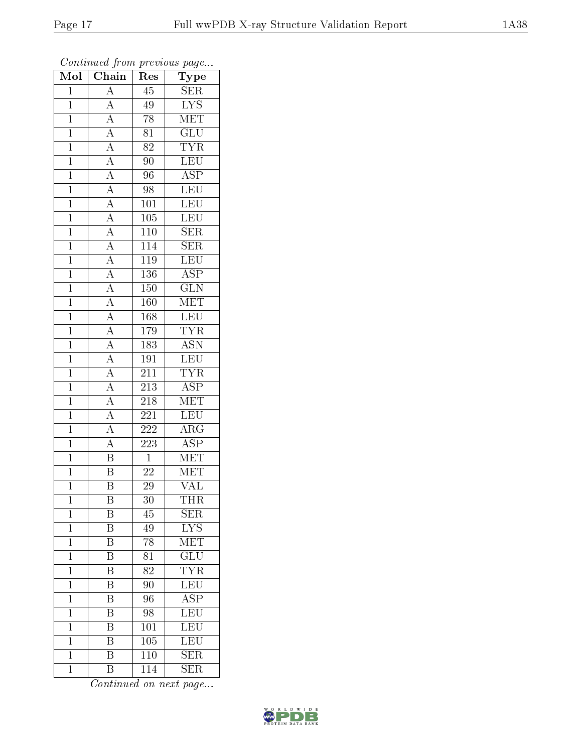*Continued from previous page...*

| Mol | Chain | Res | Type |
|---|---|---|---|
| 1 | A | 45 | SER |
| 1 | A | 49 | LYS |
| 1 | A | 78 | MET |
| 1 | A | 81 | GLU |
| 1 | A | 82 | TYR |
| 1 | A | 90 | LEU |
| 1 | A | 96 | ASP |
| 1 | A | 98 | LEU |
| 1 | A | 101 | LEU |
| 1 | A | 105 | LEU |
| 1 | A | 110 | SER |
| 1 | A | 114 | SER |
| 1 | A | 119 | LEU |
| 1 | A | 136 | ASP |
| 1 | A | 150 | GLN |
| 1 | A | 160 | MET |
| 1 | A | 168 | LEU |
| 1 | A | 179 | TYR |
| 1 | A | 183 | ASN |
| 1 | A | 191 | LEU |
| 1 | A | 211 | TYR |
| 1 | A | 213 | ASP |
| 1 | A | 218 | MET |
| 1 | A | 221 | LEU |
| 1 | A | 222 | ARG |
| 1 | A | 223 | ASP |
| 1 | B | 1 | MET |
| 1 | B | 22 | MET |
| 1 | B | 29 | VAL |
| 1 | B | 30 | THR |
| 1 | B | 45 | SER |
| 1 | B | 49 | LYS |
| 1 | B | 78 | MET |
| 1 | B | 81 | GLU |
| 1 | B | 82 | TYR |
| 1 | B | 90 | LEU |
| 1 | B | 96 | ASP |
| 1 | B | 98 | LEU |
| 1 | B | 101 | LEU |
| 1 | B | 105 | LEU |
| 1 | B | 110 | SER |
| 1 | B | 114 | SER |

*Continued on next page...*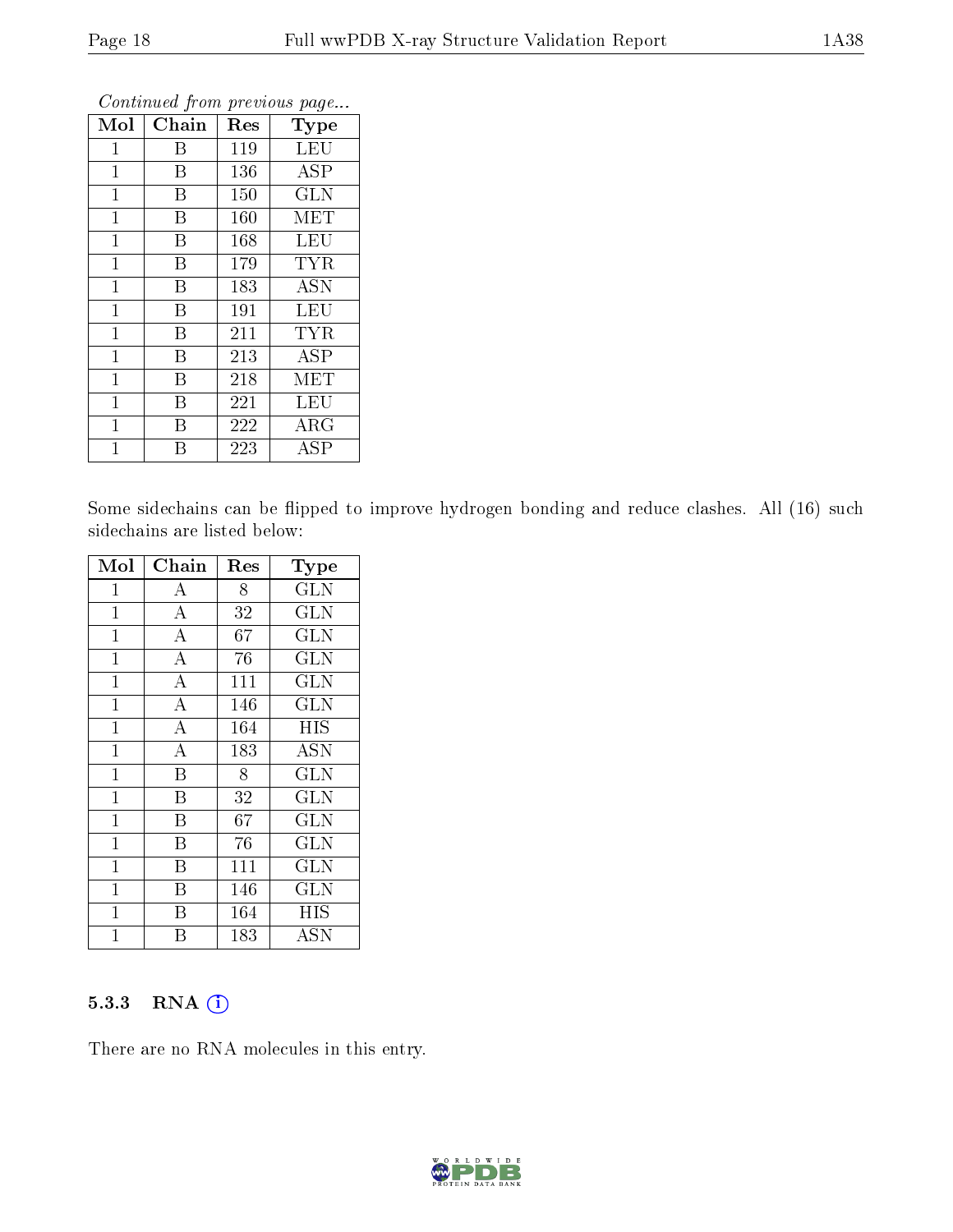*Continued from previous page...*

| Mol | Chain | Res | Type |
|---|---|---|---|
| 1 | B | 119 | LEU |
| 1 | B | 136 | ASP |
| 1 | B | 150 | GLN |
| 1 | B | 160 | MET |
| 1 | B | 168 | LEU |
| 1 | B | 179 | TYR |
| 1 | B | 183 | ASN |
| 1 | B | 191 | LEU |
| 1 | B | 211 | TYR |
| 1 | B | 213 | ASP |
| 1 | B | 218 | MET |
| 1 | B | 221 | LEU |
| 1 | B | 222 | ARG |
| 1 | B | 223 | ASP |

Some sidechains can be flipped to improve hydrogen bonding and reduce clashes. All (16) such sidechains are listed below:

| Mol | Chain | Res | Type |
|---|---|---|---|
| 1 | A | 8 | GLN |
| 1 | A | 32 | GLN |
| 1 | A | 67 | GLN |
| 1 | A | 76 | GLN |
| 1 | A | 111 | GLN |
| 1 | A | 146 | GLN |
| 1 | A | 164 | HIS |
| 1 | A | 183 | ASN |
| 1 | B | 8 | GLN |
| 1 | B | 32 | GLN |
| 1 | B | 67 | GLN |
| 1 | B | 76 | GLN |
| 1 | B | 111 | GLN |
| 1 | B | 146 | GLN |
| 1 | B | 164 | HIS |
| 1 | B | 183 | ASN |

### 5.3.3 RNA

There are no RNA molecules in this entry.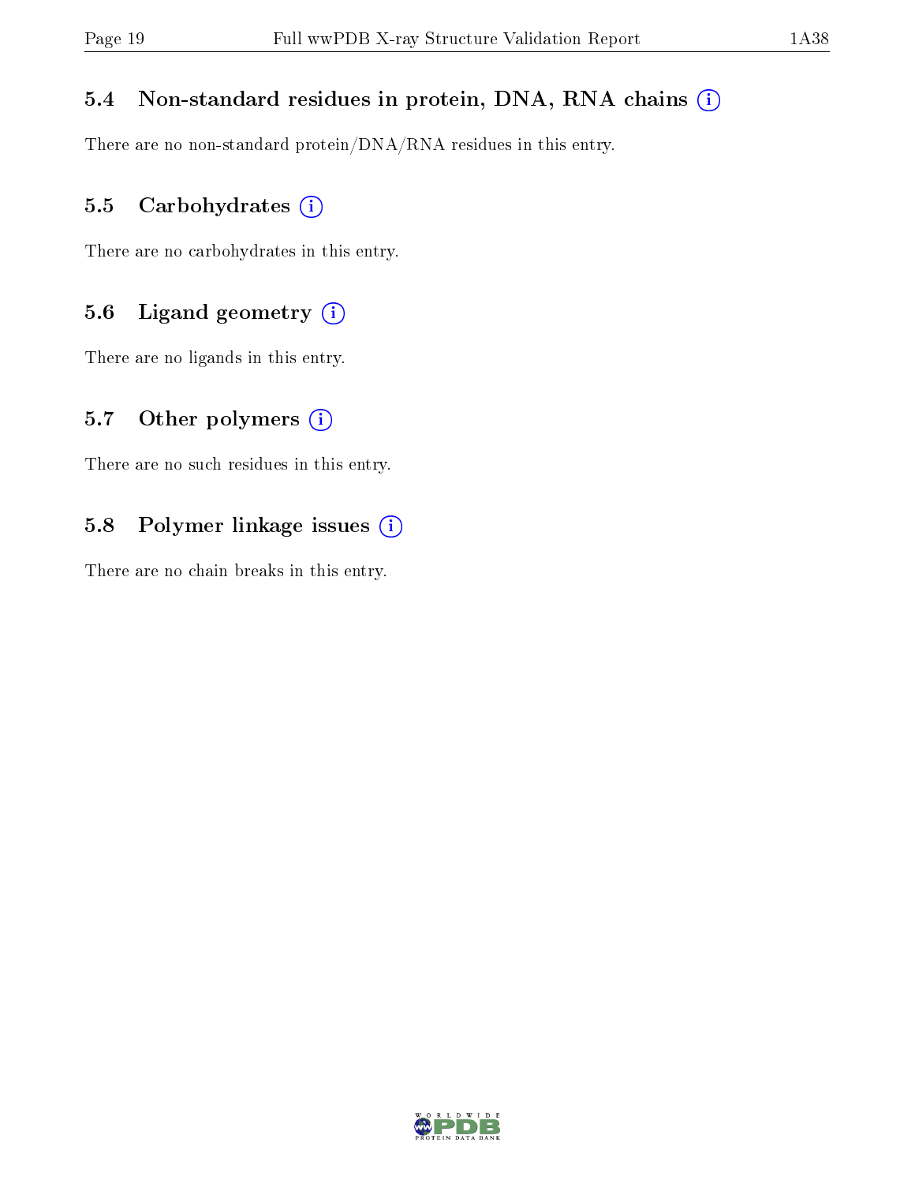### 5.4 Non-standard residues in protein, DNA, RNA chains

There are no non-standard protein/DNA/RNA residues in this entry.

### 5.5 Carbohydrates

There are no carbohydrates in this entry.

### 5.6 Ligand geometry

There are no ligands in this entry.

### 5.7 Other polymers

There are no such residues in this entry.

### 5.8 Polymer linkage issues

There are no chain breaks in this entry.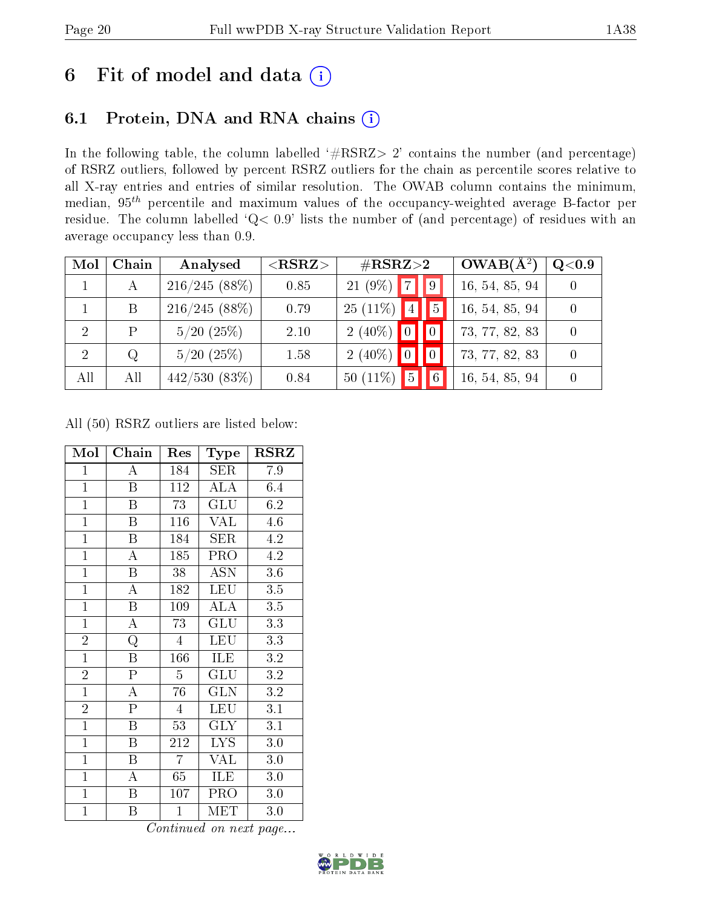# 6 Fit of model and data (i)

## 6.1 Protein, DNA and RNA chains (i)

In the following table, the column labelled '#RSRZ> 2' contains the number (and percentage) of RSRZ outliers, followed by percent RSRZ outliers for the chain as percentile scores relative to all X-ray entries and entries of similar resolution. The OWAB column contains the minimum, median, $95^{th}$ percentile and maximum values of the occupancy-weighted average B-factor per residue. The column labelled 'Q< 0.9' lists the number of (and percentage) of residues with an average occupancy less than 0.9.

| Mol | Chain | Analysed | <RSRZ> | #RSRZ>2 | | | OWAB(Å$^2$) | Q<0.9 |
|---|---|---|---|---|---|---|---|---|
| 1 | A | 216/245 (88%) | 0.85 | 21 (9%) | 7 | 9 | 16, 54, 85, 94 | 0 |
| 1 | B | 216/245 (88%) | 0.79 | 25 (11%) | 4 | 5 | 16, 54, 85, 94 | 0 |
| 2 | P | 5/20 (25%) | 2.10 | 2 (40%) | 0 | 0 | 73, 77, 82, 83 | 0 |
| 2 | Q | 5/20 (25%) | 1.58 | 2 (40%) | 0 | 0 | 73, 77, 82, 83 | 0 |
| All | All | 442/530 (83%) | 0.84 | 50 (11%) | 5 | 6 | 16, 54, 85, 94 | 0 |

All (50) RSRZ outliers are listed below:

| Mol | Chain | Res | Type | RSRZ |
|---|---|---|---|---|
| 1 | A | 184 | SER | 7.9 |
| 1 | B | 112 | ALA | 6.4 |
| 1 | B | 73 | GLU | 6.2 |
| 1 | B | 116 | VAL | 4.6 |
| 1 | B | 184 | SER | 4.2 |
| 1 | A | 185 | PRO | 4.2 |
| 1 | B | 38 | ASN | 3.6 |
| 1 | A | 182 | LEU | 3.5 |
| 1 | B | 109 | ALA | 3.5 |
| 1 | A | 73 | GLU | 3.3 |
| 2 | Q | 4 | LEU | 3.3 |
| 1 | B | 166 | ILE | 3.2 |
| 2 | P | 5 | GLU | 3.2 |
| 1 | A | 76 | GLN | 3.2 |
| 2 | P | 4 | LEU | 3.1 |
| 1 | B | 53 | GLY | 3.1 |
| 1 | B | 212 | LYS | 3.0 |
| 1 | B | 7 | VAL | 3.0 |
| 1 | A | 65 | ILE | 3.0 |
| 1 | B | 107 | PRO | 3.0 |
| 1 | B | 1 | MET | 3.0 |

*Continued on next page...*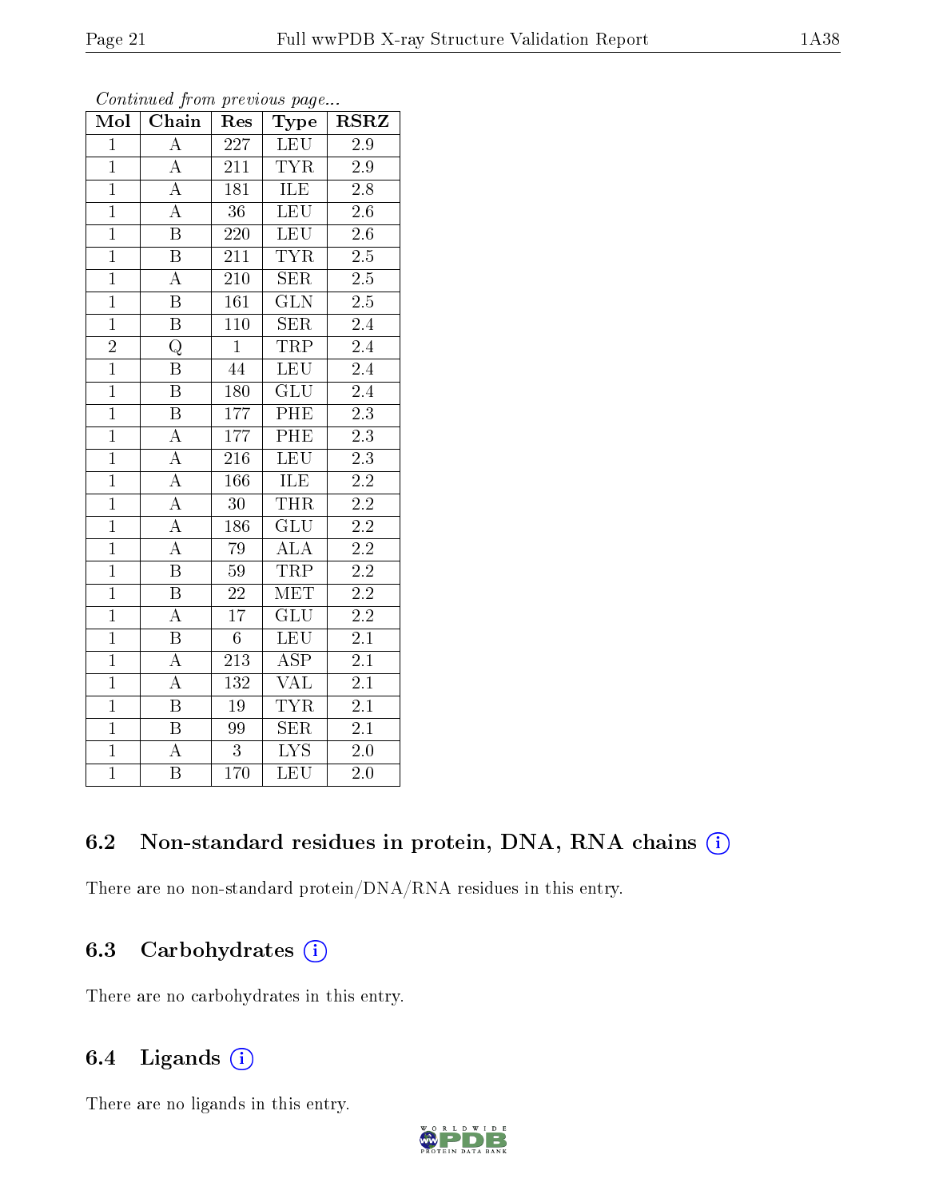*Continued from previous page...*

| Mol | Chain | Res | Type | RSRZ |
|---|---|---|---|---|
| 1 | A | 227 | LEU | 2.9 |
| 1 | A | 211 | TYR | 2.9 |
| 1 | A | 181 | ILE | 2.8 |
| 1 | A | 36 | LEU | 2.6 |
| 1 | B | 220 | LEU | 2.6 |
| 1 | B | 211 | TYR | 2.5 |
| 1 | A | 210 | SER | 2.5 |
| 1 | B | 161 | GLN | 2.5 |
| 1 | B | 110 | SER | 2.4 |
| 2 | Q | 1 | TRP | 2.4 |
| 1 | B | 44 | LEU | 2.4 |
| 1 | B | 180 | GLU | 2.4 |
| 1 | B | 177 | PHE | 2.3 |
| 1 | A | 177 | PHE | 2.3 |
| 1 | A | 216 | LEU | 2.3 |
| 1 | A | 166 | ILE | 2.2 |
| 1 | A | 30 | THR | 2.2 |
| 1 | A | 186 | GLU | 2.2 |
| 1 | A | 79 | ALA | 2.2 |
| 1 | B | 59 | TRP | 2.2 |
| 1 | B | 22 | MET | 2.2 |
| 1 | A | 17 | GLU | 2.2 |
| 1 | B | 6 | LEU | 2.1 |
| 1 | A | 213 | ASP | 2.1 |
| 1 | A | 132 | VAL | 2.1 |
| 1 | B | 19 | TYR | 2.1 |
| 1 | B | 99 | SER | 2.1 |
| 1 | A | 3 | LYS | 2.0 |
| 1 | B | 170 | LEU | 2.0 |

### 6.2 Non-standard residues in protein, DNA, RNA chains (i)

There are no non-standard protein/DNA/RNA residues in this entry.

### 6.3 Carbohydrates (i)

There are no carbohydrates in this entry.

### 6.4 Ligands (i)

There are no ligands in this entry.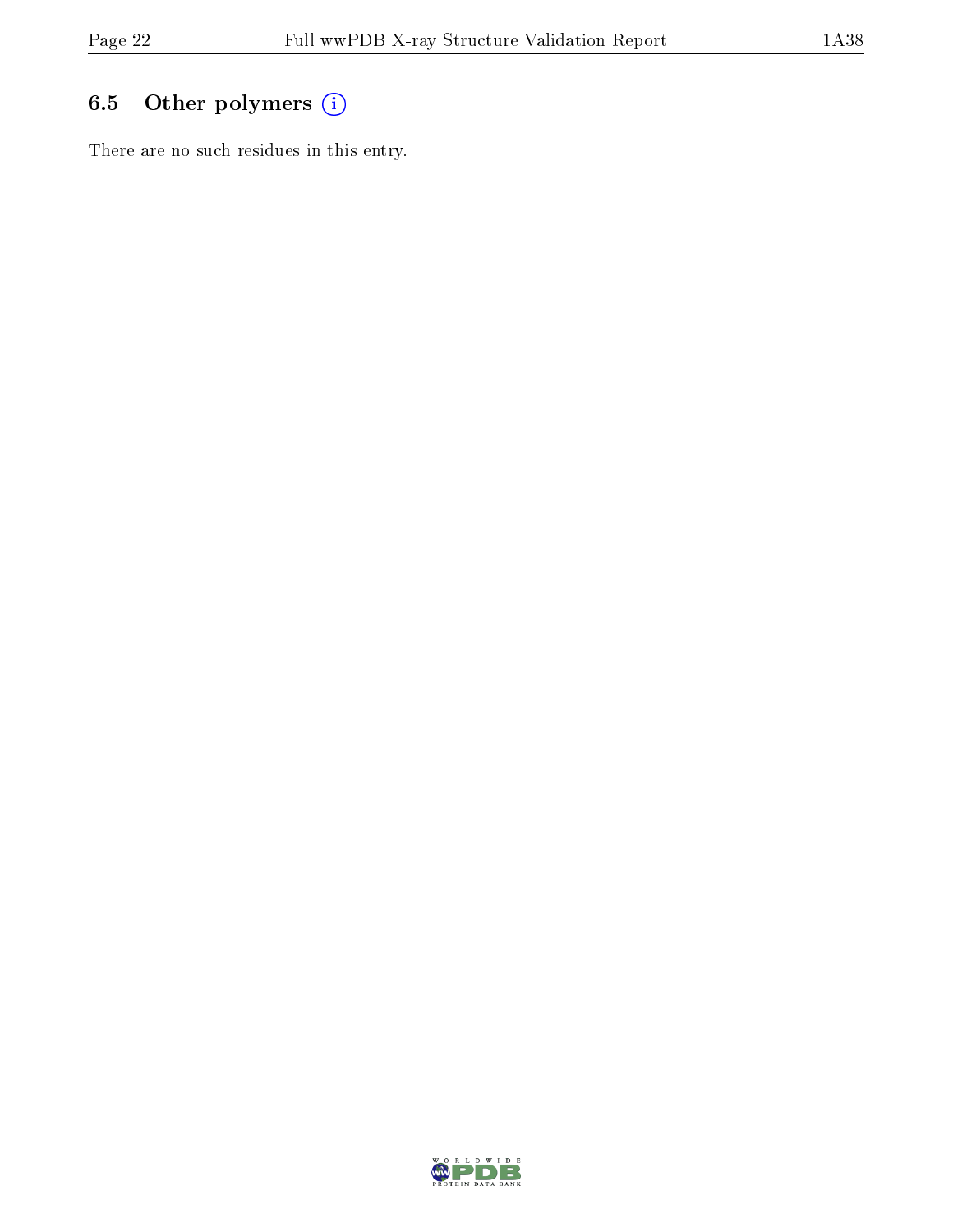### 6.5 Other polymers

There are no such residues in this entry.